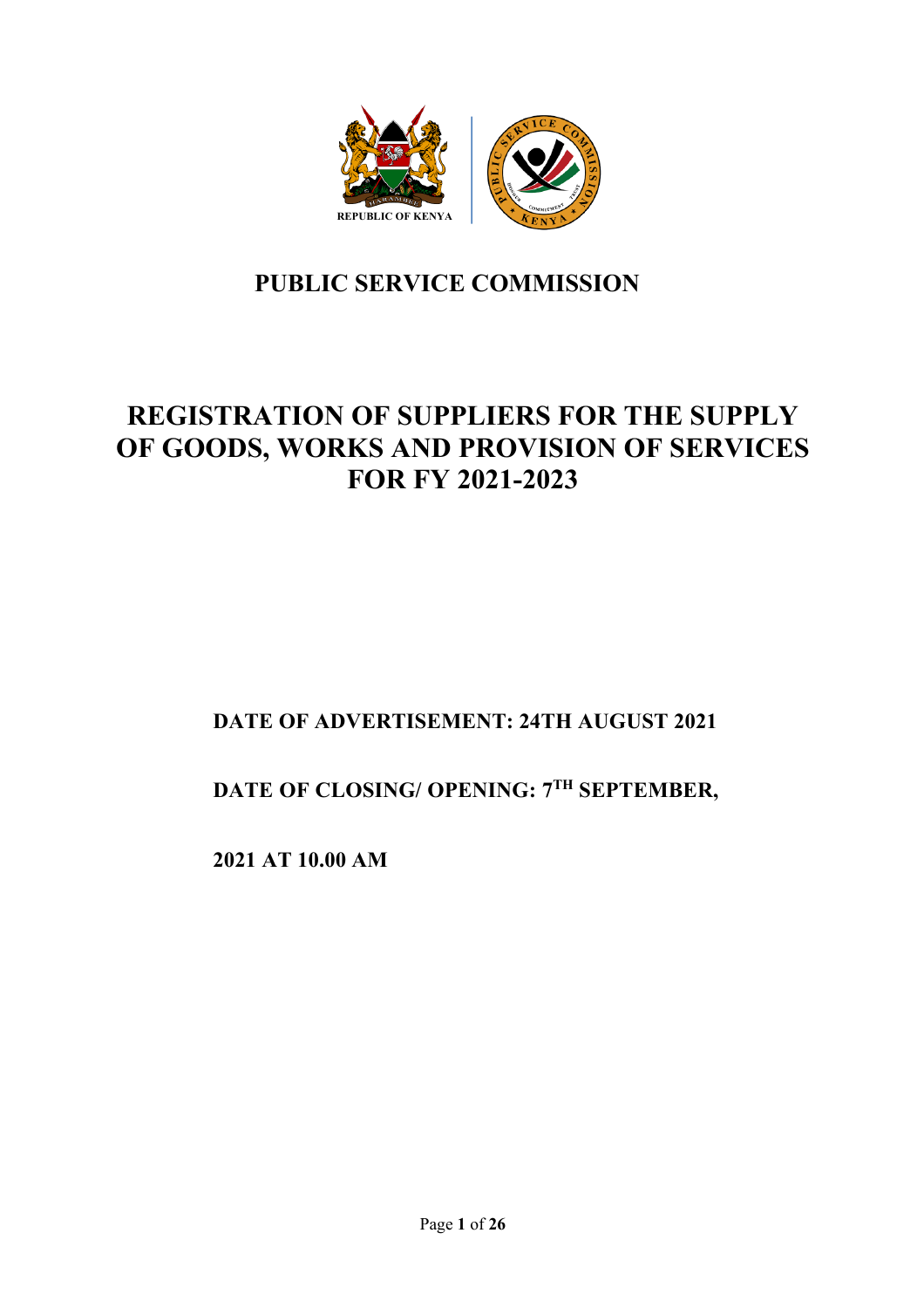REPUBLIC OF KENYA

# PUBLIC SERVICE COMMISSION

# REGISTRATION OF SUPPLIERS FOR THE SUPPLY OF GOODS, WORKS AND PROVISION OF SERVICES FOR FY 2021-2023

**DATE OF ADVERTISEMENT: 24TH AUGUST 2021**

**DATE OF CLOSING/ OPENING: 7TH SEPTEMBER, 2021 AT 10.00 AM**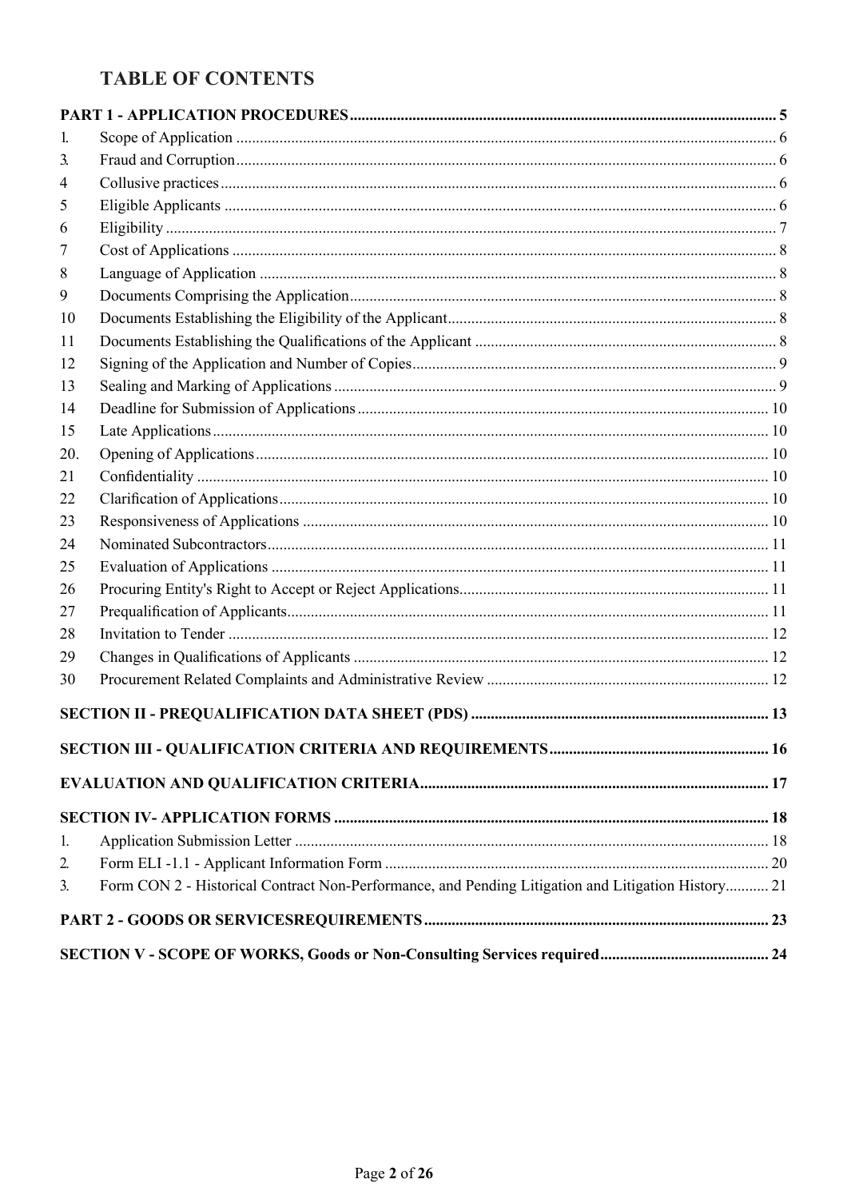# TABLE OF CONTENTS

**PART 1 - APPLICATION PROCEDURES** ........ 5

1. Scope of Application ........ 6
3. Fraud and Corruption ........ 6
4 Collusive practices ........ 6
5 Eligible Applicants ........ 6
6 Eligibility ........ 7
7 Cost of Applications ........ 8
8 Language of Application ........ 8
9 Documents Comprising the Application ........ 8
10 Documents Establishing the Eligibility of the Applicant ........ 8
11 Documents Establishing the Qualifications of the Applicant ........ 8
12 Signing of the Application and Number of Copies ........ 9
13 Sealing and Marking of Applications ........ 9
14 Deadline for Submission of Applications ........ 10
15 Late Applications ........ 10
20. Opening of Applications ........ 10
21 Confidentiality ........ 10
22 Clarification of Applications ........ 10
23 Responsiveness of Applications ........ 10
24 Nominated Subcontractors ........ 11
25 Evaluation of Applications ........ 11
26 Procuring Entity's Right to Accept or Reject Applications ........ 11
27 Prequalification of Applicants ........ 11
28 Invitation to Tender ........ 12
29 Changes in Qualifications of Applicants ........ 12
30 Procurement Related Complaints and Administrative Review ........ 12

**SECTION II - PREQUALIFICATION DATA SHEET (PDS)** ........ 13

**SECTION III - QUALIFICATION CRITERIA AND REQUIREMENTS** ........ 16

**EVALUATION AND QUALIFICATION CRITERIA** ........ 17

**SECTION IV- APPLICATION FORMS** ........ 18

1. Application Submission Letter ........ 18
2. Form ELI -1.1 - Applicant Information Form ........ 20
3. Form CON 2 - Historical Contract Non-Performance, and Pending Litigation and Litigation History ........ 21

**PART 2 - GOODS OR SERVICESREQUIREMENTS** ........ 23

**SECTION V - SCOPE OF WORKS, Goods or Non-Consulting Services required** ........ 24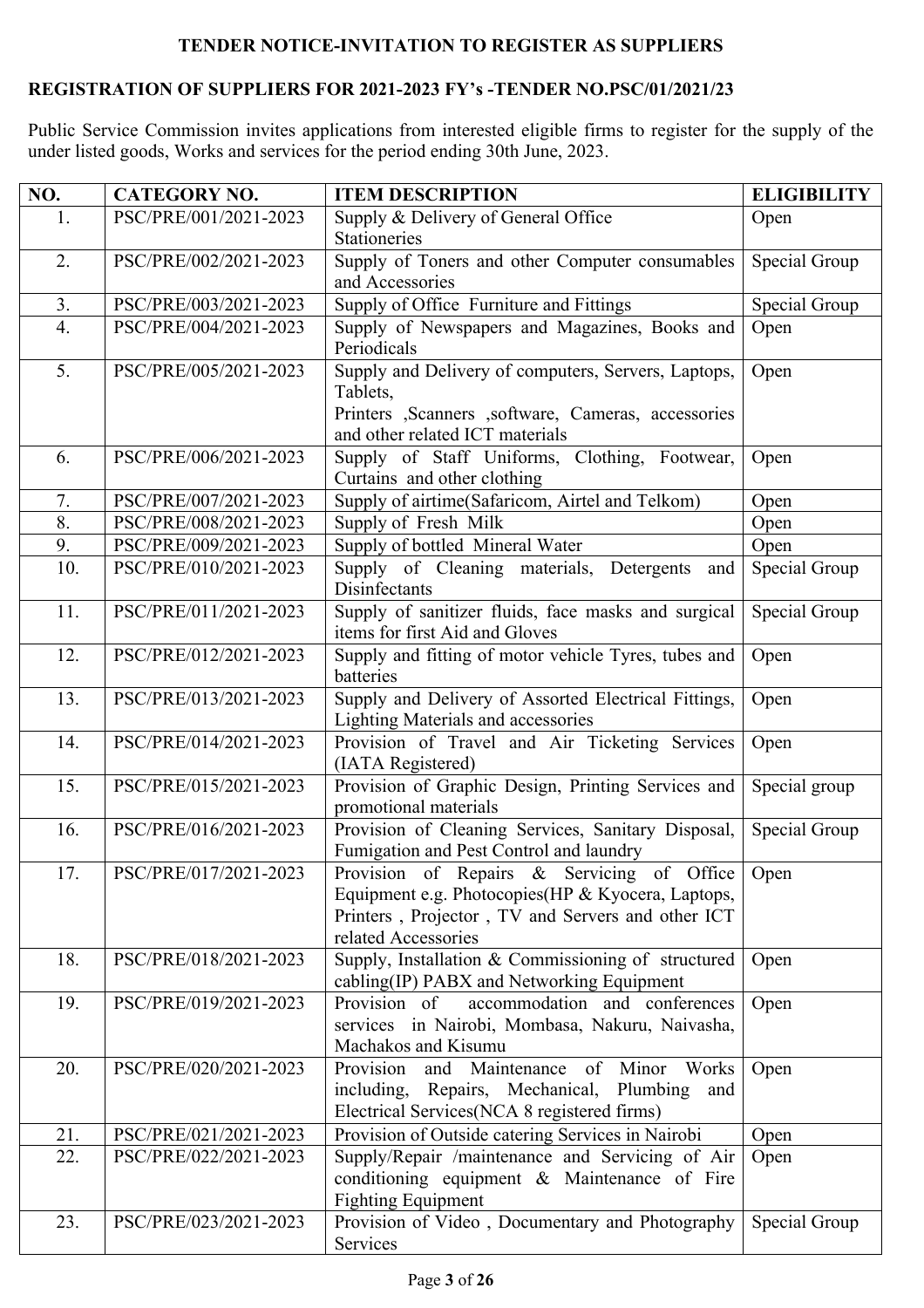**TENDER NOTICE-INVITATION TO REGISTER AS SUPPLIERS**

**REGISTRATION OF SUPPLIERS FOR 2021-2023 FY's -TENDER NO.PSC/01/2021/23**

Public Service Commission invites applications from interested eligible firms to register for the supply of the under listed goods, Works and services for the period ending 30th June, 2023.

| NO. | CATEGORY NO. | ITEM DESCRIPTION | ELIGIBILITY |
|---|---|---|---|
| 1. | PSC/PRE/001/2021-2023 | Supply & Delivery of General Office Stationeries | Open |
| 2. | PSC/PRE/002/2021-2023 | Supply of Toners and other Computer consumables and Accessories | Special Group |
| 3. | PSC/PRE/003/2021-2023 | Supply of Office Furniture and Fittings | Special Group |
| 4. | PSC/PRE/004/2021-2023 | Supply of Newspapers and Magazines, Books and Periodicals | Open |
| 5. | PSC/PRE/005/2021-2023 | Supply and Delivery of computers, Servers, Laptops, Tablets, Printers ,Scanners ,software, Cameras, accessories and other related ICT materials | Open |
| 6. | PSC/PRE/006/2021-2023 | Supply of Staff Uniforms, Clothing, Footwear, Curtains and other clothing | Open |
| 7. | PSC/PRE/007/2021-2023 | Supply of airtime(Safaricom, Airtel and Telkom) | Open |
| 8. | PSC/PRE/008/2021-2023 | Supply of Fresh Milk | Open |
| 9. | PSC/PRE/009/2021-2023 | Supply of bottled Mineral Water | Open |
| 10. | PSC/PRE/010/2021-2023 | Supply of Cleaning materials, Detergents and Disinfectants | Special Group |
| 11. | PSC/PRE/011/2021-2023 | Supply of sanitizer fluids, face masks and surgical items for first Aid and Gloves | Special Group |
| 12. | PSC/PRE/012/2021-2023 | Supply and fitting of motor vehicle Tyres, tubes and batteries | Open |
| 13. | PSC/PRE/013/2021-2023 | Supply and Delivery of Assorted Electrical Fittings, Lighting Materials and accessories | Open |
| 14. | PSC/PRE/014/2021-2023 | Provision of Travel and Air Ticketing Services (IATA Registered) | Open |
| 15. | PSC/PRE/015/2021-2023 | Provision of Graphic Design, Printing Services and promotional materials | Special group |
| 16. | PSC/PRE/016/2021-2023 | Provision of Cleaning Services, Sanitary Disposal, Fumigation and Pest Control and laundry | Special Group |
| 17. | PSC/PRE/017/2021-2023 | Provision of Repairs & Servicing of Office Equipment e.g. Photocopies(HP & Kyocera, Laptops, Printers , Projector , TV and Servers and other ICT related Accessories | Open |
| 18. | PSC/PRE/018/2021-2023 | Supply, Installation & Commissioning of structured cabling(IP) PABX and Networking Equipment | Open |
| 19. | PSC/PRE/019/2021-2023 | Provision of accommodation and conferences services in Nairobi, Mombasa, Nakuru, Naivasha, Machakos and Kisumu | Open |
| 20. | PSC/PRE/020/2021-2023 | Provision and Maintenance of Minor Works including, Repairs, Mechanical, Plumbing and Electrical Services(NCA 8 registered firms) | Open |
| 21. | PSC/PRE/021/2021-2023 | Provision of Outside catering Services in Nairobi | Open |
| 22. | PSC/PRE/022/2021-2023 | Supply/Repair /maintenance and Servicing of Air conditioning equipment & Maintenance of Fire Fighting Equipment | Open |
| 23. | PSC/PRE/023/2021-2023 | Provision of Video , Documentary and Photography Services | Special Group |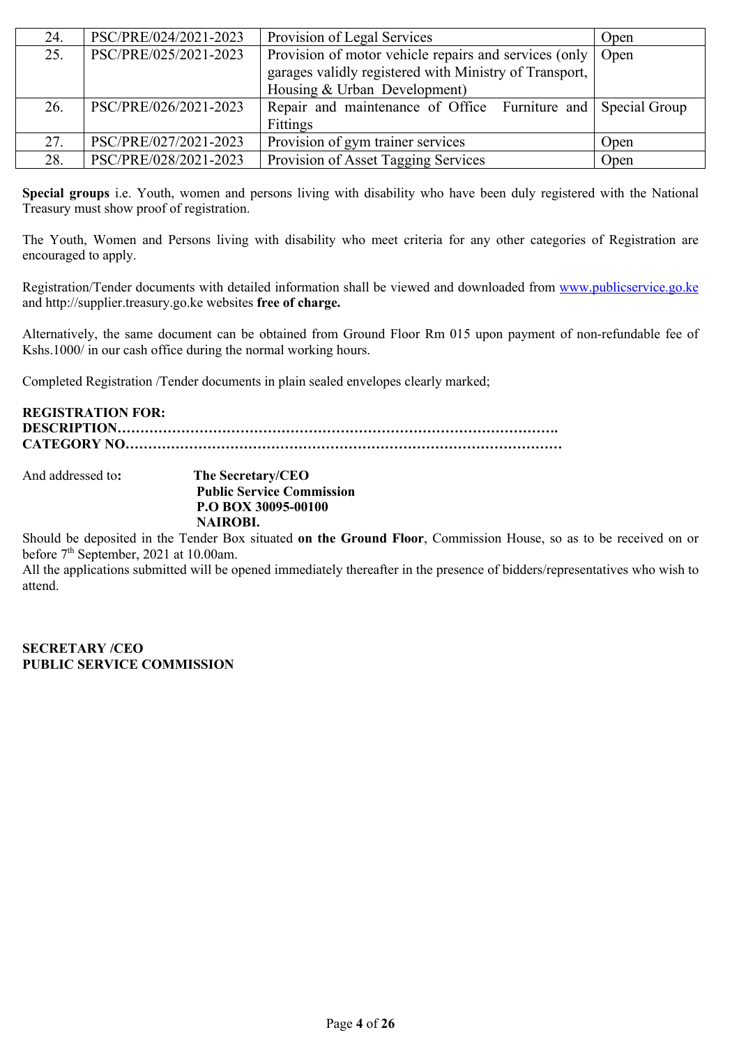| 24. | PSC/PRE/024/2021-2023 | Provision of Legal Services | Open |
|---|---|---|---|
| 25. | PSC/PRE/025/2021-2023 | Provision of motor vehicle repairs and services (only garages validly registered with Ministry of Transport, Housing & Urban Development) | Open |
| 26. | PSC/PRE/026/2021-2023 | Repair and maintenance of Office Furniture and Fittings | Special Group |
| 27. | PSC/PRE/027/2021-2023 | Provision of gym trainer services | Open |
| 28. | PSC/PRE/028/2021-2023 | Provision of Asset Tagging Services | Open |

**Special groups** i.e. Youth, women and persons living with disability who have been duly registered with the National Treasury must show proof of registration.

The Youth, Women and Persons living with disability who meet criteria for any other categories of Registration are encouraged to apply.

Registration/Tender documents with detailed information shall be viewed and downloaded from www.publicservice.go.ke and http://supplier.treasury.go.ke websites **free of charge.**

Alternatively, the same document can be obtained from Ground Floor Rm 015 upon payment of non-refundable fee of Kshs.1000/ in our cash office during the normal working hours.

Completed Registration /Tender documents in plain sealed envelopes clearly marked;

**REGISTRATION FOR:**
**DESCRIPTION……………………………………………………………………………………….**
**CATEGORY NO………………………………………………………………………………………**

And addressed to**:** **The Secretary/CEO**
**Public Service Commission**
**P.O BOX 30095-00100**
**NAIROBI.**

Should be deposited in the Tender Box situated **on the Ground Floor**, Commission House, so as to be received on or before 7th September, 2021 at 10.00am.

All the applications submitted will be opened immediately thereafter in the presence of bidders/representatives who wish to attend.

**SECRETARY /CEO**
**PUBLIC SERVICE COMMISSION**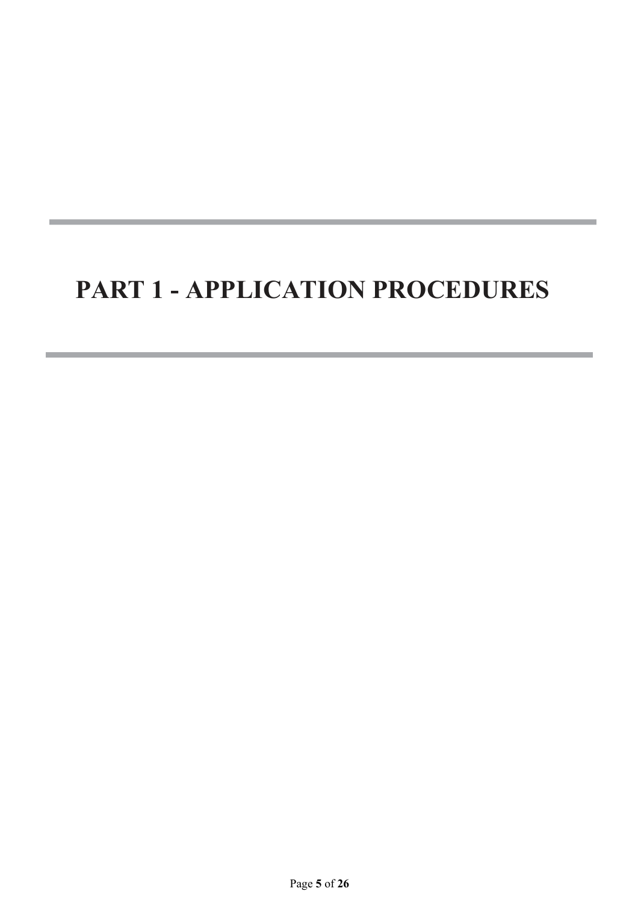# PART 1 - APPLICATION PROCEDURES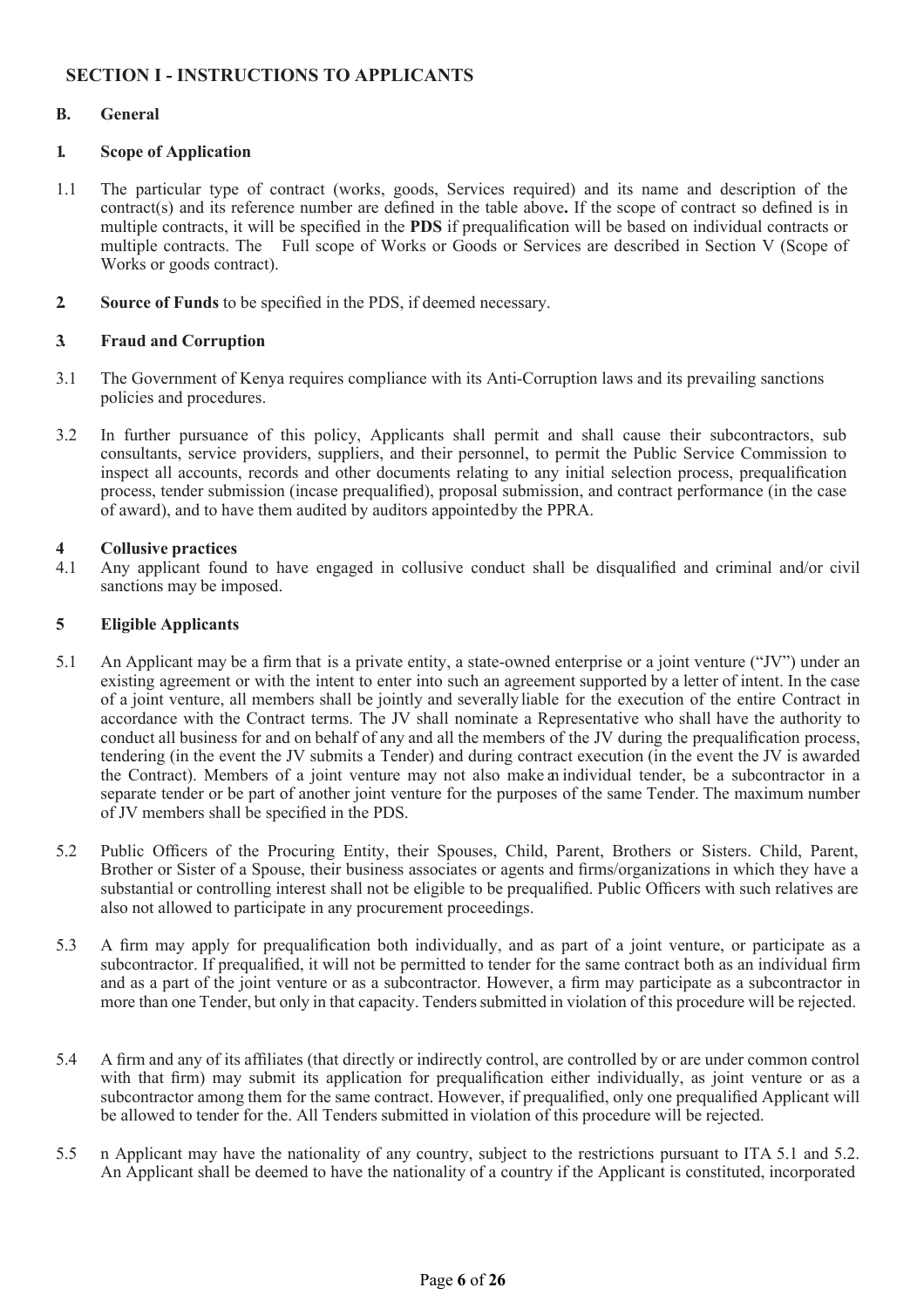## SECTION I - INSTRUCTIONS TO APPLICANTS

### B. General

#### 1. Scope of Application

1.1 The particular type of contract (works, goods, Services required) and its name and description of the contract(s) and its reference number are defined in the table above**.** If the scope of contract so defined is in multiple contracts, it will be specified in the **PDS** if prequalification will be based on individual contracts or multiple contracts. The Full scope of Works or Goods or Services are described in Section V (Scope of Works or goods contract).

**2. Source of Funds** to be specified in the PDS, if deemed necessary.

#### 3. Fraud and Corruption

3.1 The Government of Kenya requires compliance with its Anti-Corruption laws and its prevailing sanctions policies and procedures.

3.2 In further pursuance of this policy, Applicants shall permit and shall cause their subcontractors, sub consultants, service providers, suppliers, and their personnel, to permit the Public Service Commission to inspect all accounts, records and other documents relating to any initial selection process, prequalification process, tender submission (incase prequalified), proposal submission, and contract performance (in the case of award), and to have them audited by auditors appointed by the PPRA.

#### 4 Collusive practices

4.1 Any applicant found to have engaged in collusive conduct shall be disqualified and criminal and/or civil sanctions may be imposed.

#### 5 Eligible Applicants

5.1 An Applicant may be a firm that is a private entity, a state-owned enterprise or a joint venture ("JV") under an existing agreement or with the intent to enter into such an agreement supported by a letter of intent. In the case of a joint venture, all members shall be jointly and severally liable for the execution of the entire Contract in accordance with the Contract terms. The JV shall nominate a Representative who shall have the authority to conduct all business for and on behalf of any and all the members of the JV during the prequalification process, tendering (in the event the JV submits a Tender) and during contract execution (in the event the JV is awarded the Contract). Members of a joint venture may not also make an individual tender, be a subcontractor in a separate tender or be part of another joint venture for the purposes of the same Tender. The maximum number of JV members shall be specified in the PDS.

5.2 Public Officers of the Procuring Entity, their Spouses, Child, Parent, Brothers or Sisters. Child, Parent, Brother or Sister of a Spouse, their business associates or agents and firms/organizations in which they have a substantial or controlling interest shall not be eligible to be prequalified. Public Officers with such relatives are also not allowed to participate in any procurement proceedings.

5.3 A firm may apply for prequalification both individually, and as part of a joint venture, or participate as a subcontractor. If prequalified, it will not be permitted to tender for the same contract both as an individual firm and as a part of the joint venture or as a subcontractor. However, a firm may participate as a subcontractor in more than one Tender, but only in that capacity. Tenders submitted in violation of this procedure will be rejected.

5.4 A firm and any of its affiliates (that directly or indirectly control, are controlled by or are under common control with that firm) may submit its application for prequalification either individually, as joint venture or as a subcontractor among them for the same contract. However, if prequalified, only one prequalified Applicant will be allowed to tender for the. All Tenders submitted in violation of this procedure will be rejected.

5.5 n Applicant may have the nationality of any country, subject to the restrictions pursuant to ITA 5.1 and 5.2. An Applicant shall be deemed to have the nationality of a country if the Applicant is constituted, incorporated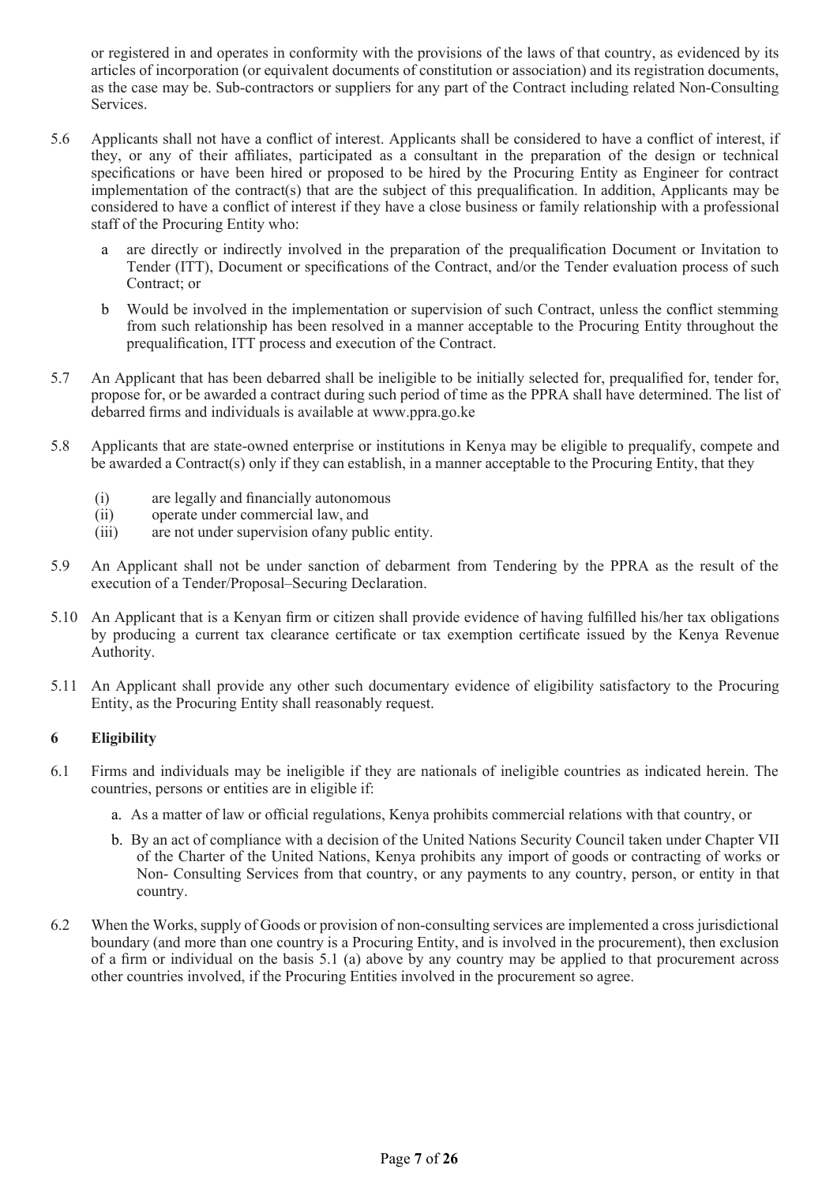or registered in and operates in conformity with the provisions of the laws of that country, as evidenced by its articles of incorporation (or equivalent documents of constitution or association) and its registration documents, as the case may be. Sub-contractors or suppliers for any part of the Contract including related Non-Consulting Services.

5.6 Applicants shall not have a conflict of interest. Applicants shall be considered to have a conflict of interest, if they, or any of their affiliates, participated as a consultant in the preparation of the design or technical specifications or have been hired or proposed to be hired by the Procuring Entity as Engineer for contract implementation of the contract(s) that are the subject of this prequalification. In addition, Applicants may be considered to have a conflict of interest if they have a close business or family relationship with a professional staff of the Procuring Entity who:

  a are directly or indirectly involved in the preparation of the prequalification Document or Invitation to Tender (ITT), Document or specifications of the Contract, and/or the Tender evaluation process of such Contract; or

  b Would be involved in the implementation or supervision of such Contract, unless the conflict stemming from such relationship has been resolved in a manner acceptable to the Procuring Entity throughout the prequalification, ITT process and execution of the Contract.

5.7 An Applicant that has been debarred shall be ineligible to be initially selected for, prequalified for, tender for, propose for, or be awarded a contract during such period of time as the PPRA shall have determined. The list of debarred firms and individuals is available at www.ppra.go.ke

5.8 Applicants that are state-owned enterprise or institutions in Kenya may be eligible to prequalify, compete and be awarded a Contract(s) only if they can establish, in a manner acceptable to the Procuring Entity, that they

  (i) are legally and financially autonomous
  (ii) operate under commercial law, and
  (iii) are not under supervision ofany public entity.

5.9 An Applicant shall not be under sanction of debarment from Tendering by the PPRA as the result of the execution of a Tender/Proposal–Securing Declaration.

5.10 An Applicant that is a Kenyan firm or citizen shall provide evidence of having fulfilled his/her tax obligations by producing a current tax clearance certificate or tax exemption certificate issued by the Kenya Revenue Authority.

5.11 An Applicant shall provide any other such documentary evidence of eligibility satisfactory to the Procuring Entity, as the Procuring Entity shall reasonably request.

**6 Eligibility**

6.1 Firms and individuals may be ineligible if they are nationals of ineligible countries as indicated herein. The countries, persons or entities are in eligible if:

  a. As a matter of law or official regulations, Kenya prohibits commercial relations with that country, or

  b. By an act of compliance with a decision of the United Nations Security Council taken under Chapter VII of the Charter of the United Nations, Kenya prohibits any import of goods or contracting of works or Non- Consulting Services from that country, or any payments to any country, person, or entity in that country.

6.2 When the Works, supply of Goods or provision of non-consulting services are implemented a cross jurisdictional boundary (and more than one country is a Procuring Entity, and is involved in the procurement), then exclusion of a firm or individual on the basis 5.1 (a) above by any country may be applied to that procurement across other countries involved, if the Procuring Entities involved in the procurement so agree.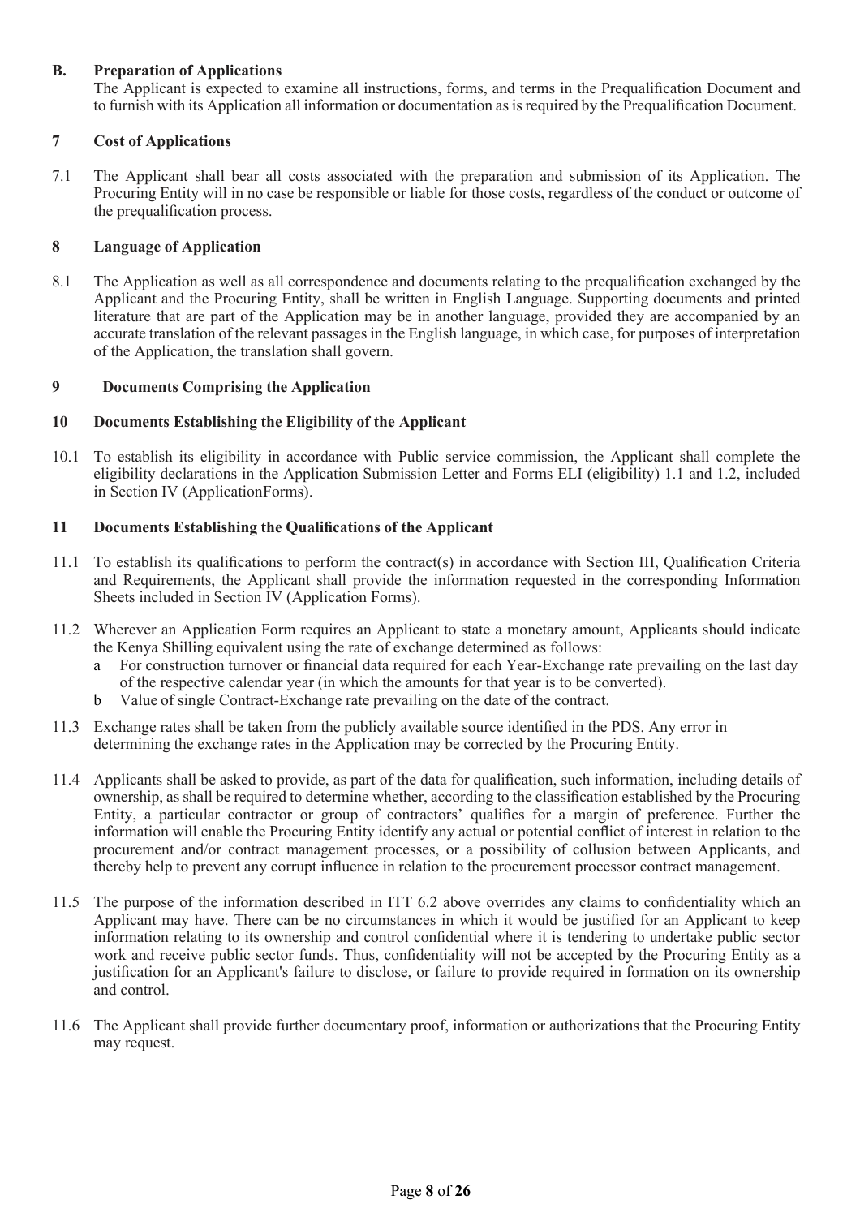## B. Preparation of Applications

The Applicant is expected to examine all instructions, forms, and terms in the Prequalification Document and to furnish with its Application all information or documentation as is required by the Prequalification Document.

### 7 Cost of Applications

7.1 The Applicant shall bear all costs associated with the preparation and submission of its Application. The Procuring Entity will in no case be responsible or liable for those costs, regardless of the conduct or outcome of the prequalification process.

### 8 Language of Application

8.1 The Application as well as all correspondence and documents relating to the prequalification exchanged by the Applicant and the Procuring Entity, shall be written in English Language. Supporting documents and printed literature that are part of the Application may be in another language, provided they are accompanied by an accurate translation of the relevant passages in the English language, in which case, for purposes of interpretation of the Application, the translation shall govern.

### 9 Documents Comprising the Application

### 10 Documents Establishing the Eligibility of the Applicant

10.1 To establish its eligibility in accordance with Public service commission, the Applicant shall complete the eligibility declarations in the Application Submission Letter and Forms ELI (eligibility) 1.1 and 1.2, included in Section IV (ApplicationForms).

### 11 Documents Establishing the Qualifications of the Applicant

11.1 To establish its qualifications to perform the contract(s) in accordance with Section III, Qualification Criteria and Requirements, the Applicant shall provide the information requested in the corresponding Information Sheets included in Section IV (Application Forms).

11.2 Wherever an Application Form requires an Applicant to state a monetary amount, Applicants should indicate the Kenya Shilling equivalent using the rate of exchange determined as follows:

a For construction turnover or financial data required for each Year-Exchange rate prevailing on the last day of the respective calendar year (in which the amounts for that year is to be converted).

b Value of single Contract-Exchange rate prevailing on the date of the contract.

11.3 Exchange rates shall be taken from the publicly available source identified in the PDS. Any error in determining the exchange rates in the Application may be corrected by the Procuring Entity.

11.4 Applicants shall be asked to provide, as part of the data for qualification, such information, including details of ownership, as shall be required to determine whether, according to the classification established by the Procuring Entity, a particular contractor or group of contractors' qualifies for a margin of preference. Further the information will enable the Procuring Entity identify any actual or potential conflict of interest in relation to the procurement and/or contract management processes, or a possibility of collusion between Applicants, and thereby help to prevent any corrupt influence in relation to the procurement processor contract management.

11.5 The purpose of the information described in ITT 6.2 above overrides any claims to confidentiality which an Applicant may have. There can be no circumstances in which it would be justified for an Applicant to keep information relating to its ownership and control confidential where it is tendering to undertake public sector work and receive public sector funds. Thus, confidentiality will not be accepted by the Procuring Entity as a justification for an Applicant's failure to disclose, or failure to provide required in formation on its ownership and control.

11.6 The Applicant shall provide further documentary proof, information or authorizations that the Procuring Entity may request.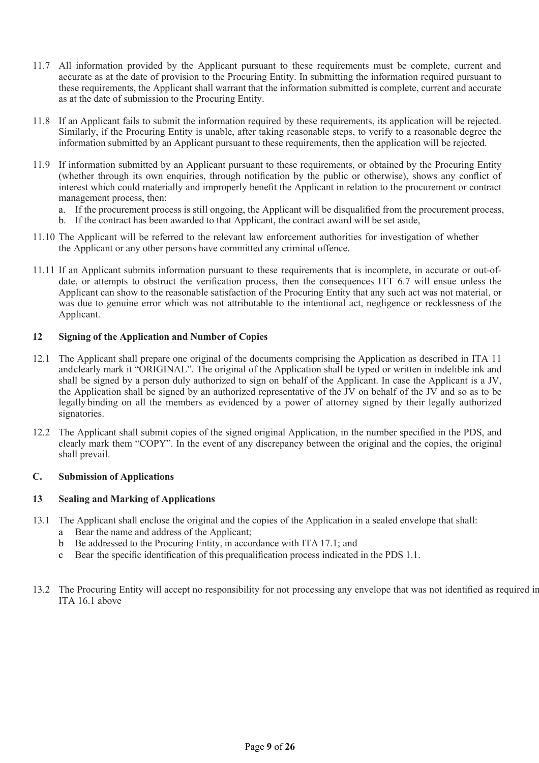11.7 All information provided by the Applicant pursuant to these requirements must be complete, current and accurate as at the date of provision to the Procuring Entity. In submitting the information required pursuant to these requirements, the Applicant shall warrant that the information submitted is complete, current and accurate as at the date of submission to the Procuring Entity.

11.8 If an Applicant fails to submit the information required by these requirements, its application will be rejected. Similarly, if the Procuring Entity is unable, after taking reasonable steps, to verify to a reasonable degree the information submitted by an Applicant pursuant to these requirements, then the application will be rejected.

11.9 If information submitted by an Applicant pursuant to these requirements, or obtained by the Procuring Entity (whether through its own enquiries, through notification by the public or otherwise), shows any conflict of interest which could materially and improperly benefit the Applicant in relation to the procurement or contract management process, then:

a. If the procurement process is still ongoing, the Applicant will be disqualified from the procurement process,
b. If the contract has been awarded to that Applicant, the contract award will be set aside,

11.10 The Applicant will be referred to the relevant law enforcement authorities for investigation of whether the Applicant or any other persons have committed any criminal offence.

11.11 If an Applicant submits information pursuant to these requirements that is incomplete, in accurate or out-of-date, or attempts to obstruct the verification process, then the consequences ITT 6.7 will ensue unless the Applicant can show to the reasonable satisfaction of the Procuring Entity that any such act was not material, or was due to genuine error which was not attributable to the intentional act, negligence or recklessness of the Applicant.

### 12 Signing of the Application and Number of Copies

12.1 The Applicant shall prepare one original of the documents comprising the Application as described in ITA 11 andclearly mark it "ORIGINAL". The original of the Application shall be typed or written in indelible ink and shall be signed by a person duly authorized to sign on behalf of the Applicant. In case the Applicant is a JV, the Application shall be signed by an authorized representative of the JV on behalf of the JV and so as to be legally binding on all the members as evidenced by a power of attorney signed by their legally authorized signatories.

12.2 The Applicant shall submit copies of the signed original Application, in the number specified in the PDS, and clearly mark them "COPY". In the event of any discrepancy between the original and the copies, the original shall prevail.

## C. Submission of Applications

### 13 Sealing and Marking of Applications

13.1 The Applicant shall enclose the original and the copies of the Application in a sealed envelope that shall:

a Bear the name and address of the Applicant;
b Be addressed to the Procuring Entity, in accordance with ITA 17.1; and
c Bear the specific identification of this prequalification process indicated in the PDS 1.1.

13.2 The Procuring Entity will accept no responsibility for not processing any envelope that was not identified as required in ITA 16.1 above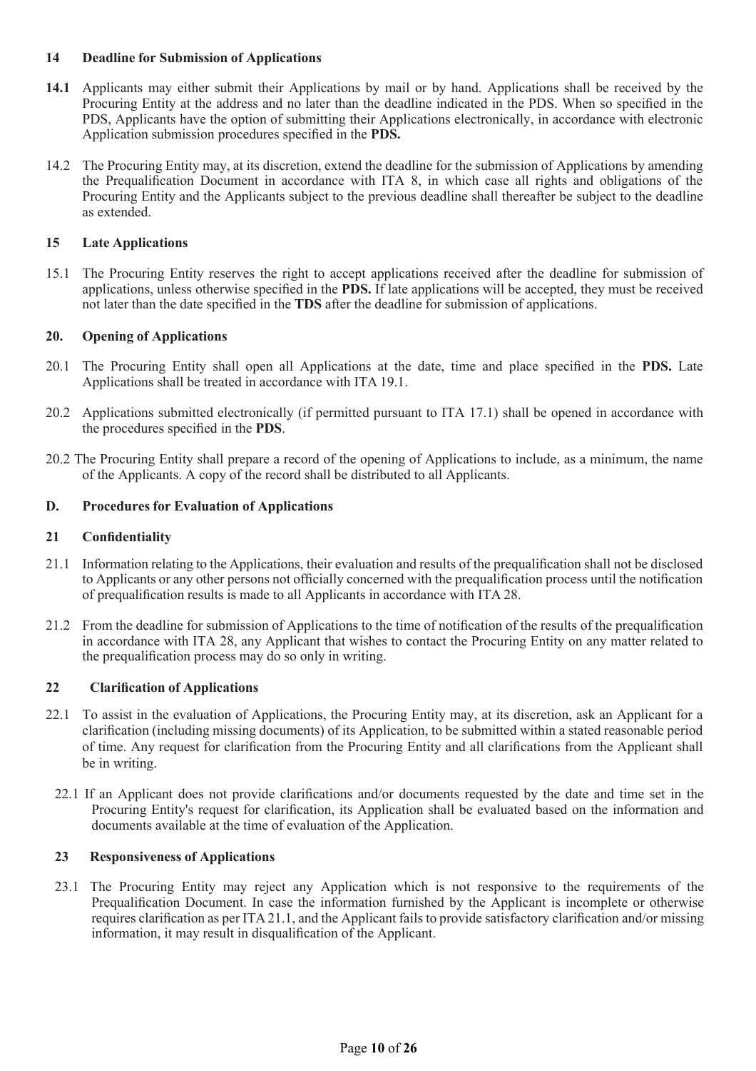### 14 Deadline for Submission of Applications

**14.1** Applicants may either submit their Applications by mail or by hand. Applications shall be received by the Procuring Entity at the address and no later than the deadline indicated in the PDS. When so specified in the PDS, Applicants have the option of submitting their Applications electronically, in accordance with electronic Application submission procedures specified in the **PDS.**

14.2 The Procuring Entity may, at its discretion, extend the deadline for the submission of Applications by amending the Prequalification Document in accordance with ITA 8, in which case all rights and obligations of the Procuring Entity and the Applicants subject to the previous deadline shall thereafter be subject to the deadline as extended.

### 15 Late Applications

15.1 The Procuring Entity reserves the right to accept applications received after the deadline for submission of applications, unless otherwise specified in the **PDS.** If late applications will be accepted, they must be received not later than the date specified in the **TDS** after the deadline for submission of applications.

### 20. Opening of Applications

20.1 The Procuring Entity shall open all Applications at the date, time and place specified in the **PDS.** Late Applications shall be treated in accordance with ITA 19.1.

20.2 Applications submitted electronically (if permitted pursuant to ITA 17.1) shall be opened in accordance with the procedures specified in the **PDS**.

20.2 The Procuring Entity shall prepare a record of the opening of Applications to include, as a minimum, the name of the Applicants. A copy of the record shall be distributed to all Applicants.

## D. Procedures for Evaluation of Applications

### 21 Confidentiality

21.1 Information relating to the Applications, their evaluation and results of the prequalification shall not be disclosed to Applicants or any other persons not officially concerned with the prequalification process until the notification of prequalification results is made to all Applicants in accordance with ITA 28.

21.2 From the deadline for submission of Applications to the time of notification of the results of the prequalification in accordance with ITA 28, any Applicant that wishes to contact the Procuring Entity on any matter related to the prequalification process may do so only in writing.

### 22 Clarification of Applications

22.1 To assist in the evaluation of Applications, the Procuring Entity may, at its discretion, ask an Applicant for a clarification (including missing documents) of its Application, to be submitted within a stated reasonable period of time. Any request for clarification from the Procuring Entity and all clarifications from the Applicant shall be in writing.

22.1 If an Applicant does not provide clarifications and/or documents requested by the date and time set in the Procuring Entity's request for clarification, its Application shall be evaluated based on the information and documents available at the time of evaluation of the Application.

### 23 Responsiveness of Applications

23.1 The Procuring Entity may reject any Application which is not responsive to the requirements of the Prequalification Document. In case the information furnished by the Applicant is incomplete or otherwise requires clarification as per ITA 21.1, and the Applicant fails to provide satisfactory clarification and/or missing information, it may result in disqualification of the Applicant.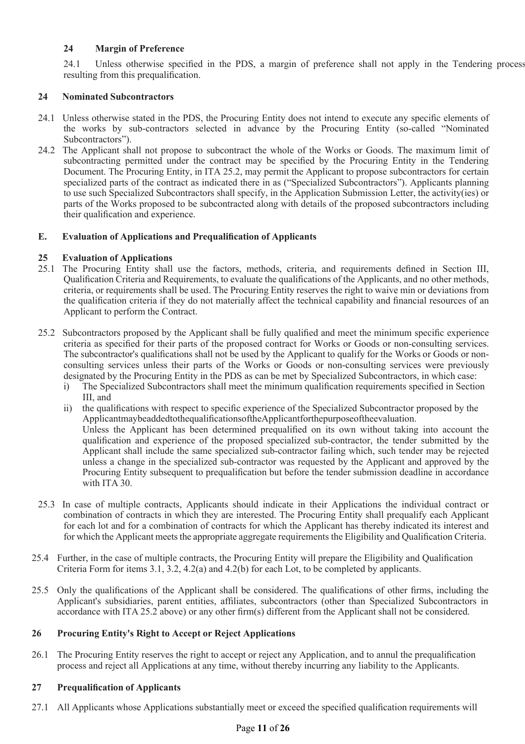### 24 Margin of Preference

24.1 Unless otherwise specified in the PDS, a margin of preference shall not apply in the Tendering process resulting from this prequalification.

### 24 Nominated Subcontractors

24.1 Unless otherwise stated in the PDS, the Procuring Entity does not intend to execute any specific elements of the works by sub-contractors selected in advance by the Procuring Entity (so-called "Nominated Subcontractors").

24.2 The Applicant shall not propose to subcontract the whole of the Works or Goods. The maximum limit of subcontracting permitted under the contract may be specified by the Procuring Entity in the Tendering Document. The Procuring Entity, in ITA 25.2, may permit the Applicant to propose subcontractors for certain specialized parts of the contract as indicated there in as ("Specialized Subcontractors"). Applicants planning to use such Specialized Subcontractors shall specify, in the Application Submission Letter, the activity(ies) or parts of the Works proposed to be subcontracted along with details of the proposed subcontractors including their qualification and experience.

## E. Evaluation of Applications and Prequalification of Applicants

### 25 Evaluation of Applications

25.1 The Procuring Entity shall use the factors, methods, criteria, and requirements defined in Section III, Qualification Criteria and Requirements, to evaluate the qualifications of the Applicants, and no other methods, criteria, or requirements shall be used. The Procuring Entity reserves the right to waive min or deviations from the qualification criteria if they do not materially affect the technical capability and financial resources of an Applicant to perform the Contract.

25.2 Subcontractors proposed by the Applicant shall be fully qualified and meet the minimum specific experience criteria as specified for their parts of the proposed contract for Works or Goods or non-consulting services. The subcontractor's qualifications shall not be used by the Applicant to qualify for the Works or Goods or non-consulting services unless their parts of the Works or Goods or non-consulting services were previously designated by the Procuring Entity in the PDS as can be met by Specialized Subcontractors, in which case:

i) The Specialized Subcontractors shall meet the minimum qualification requirements specified in Section III, and

ii) the qualifications with respect to specific experience of the Specialized Subcontractor proposed by the ApplicantmaybeaddedtothequalificationsoftheApplicantforthepurposeoftheevaluation.

Unless the Applicant has been determined prequalified on its own without taking into account the qualification and experience of the proposed specialized sub-contractor, the tender submitted by the Applicant shall include the same specialized sub-contractor failing which, such tender may be rejected unless a change in the specialized sub-contractor was requested by the Applicant and approved by the Procuring Entity subsequent to prequalification but before the tender submission deadline in accordance with ITA 30.

25.3 In case of multiple contracts, Applicants should indicate in their Applications the individual contract or combination of contracts in which they are interested. The Procuring Entity shall prequalify each Applicant for each lot and for a combination of contracts for which the Applicant has thereby indicated its interest and for which the Applicant meets the appropriate aggregate requirements the Eligibility and Qualification Criteria.

25.4 Further, in the case of multiple contracts, the Procuring Entity will prepare the Eligibility and Qualification Criteria Form for items 3.1, 3.2, 4.2(a) and 4.2(b) for each Lot, to be completed by applicants.

25.5 Only the qualifications of the Applicant shall be considered. The qualifications of other firms, including the Applicant's subsidiaries, parent entities, affiliates, subcontractors (other than Specialized Subcontractors in accordance with ITA 25.2 above) or any other firm(s) different from the Applicant shall not be considered.

### 26 Procuring Entity's Right to Accept or Reject Applications

26.1 The Procuring Entity reserves the right to accept or reject any Application, and to annul the prequalification process and reject all Applications at any time, without thereby incurring any liability to the Applicants.

### 27 Prequalification of Applicants

27.1 All Applicants whose Applications substantially meet or exceed the specified qualification requirements will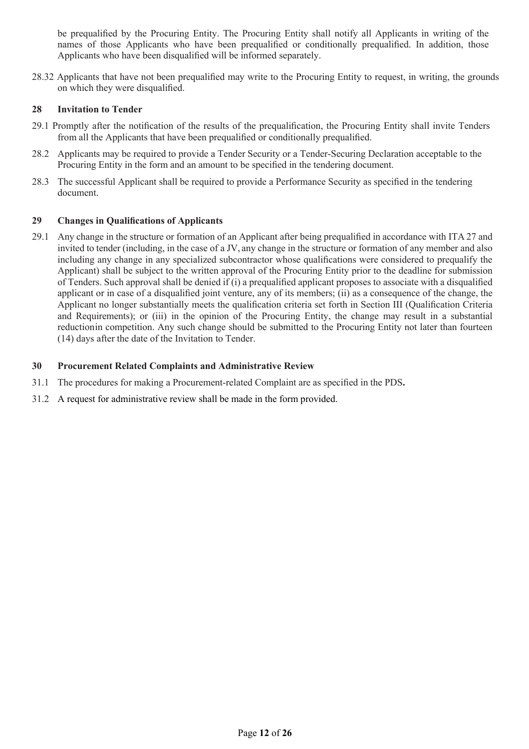be prequalified by the Procuring Entity. The Procuring Entity shall notify all Applicants in writing of the names of those Applicants who have been prequalified or conditionally prequalified. In addition, those Applicants who have been disqualified will be informed separately.

28.32 Applicants that have not been prequalified may write to the Procuring Entity to request, in writing, the grounds on which they were disqualified.

## 28 Invitation to Tender

29.1 Promptly after the notification of the results of the prequalification, the Procuring Entity shall invite Tenders from all the Applicants that have been prequalified or conditionally prequalified.

28.2 Applicants may be required to provide a Tender Security or a Tender-Securing Declaration acceptable to the Procuring Entity in the form and an amount to be specified in the tendering document.

28.3 The successful Applicant shall be required to provide a Performance Security as specified in the tendering document.

## 29 Changes in Qualifications of Applicants

29.1 Any change in the structure or formation of an Applicant after being prequalified in accordance with ITA 27 and invited to tender (including, in the case of a JV, any change in the structure or formation of any member and also including any change in any specialized subcontractor whose qualifications were considered to prequalify the Applicant) shall be subject to the written approval of the Procuring Entity prior to the deadline for submission of Tenders. Such approval shall be denied if (i) a prequalified applicant proposes to associate with a disqualified applicant or in case of a disqualified joint venture, any of its members; (ii) as a consequence of the change, the Applicant no longer substantially meets the qualification criteria set forth in Section III (Qualification Criteria and Requirements); or (iii) in the opinion of the Procuring Entity, the change may result in a substantial reductionin competition. Any such change should be submitted to the Procuring Entity not later than fourteen (14) days after the date of the Invitation to Tender.

## 30 Procurement Related Complaints and Administrative Review

31.1 The procedures for making a Procurement-related Complaint are as specified in the PDS**.**

31.2 A request for administrative review shall be made in the form provided.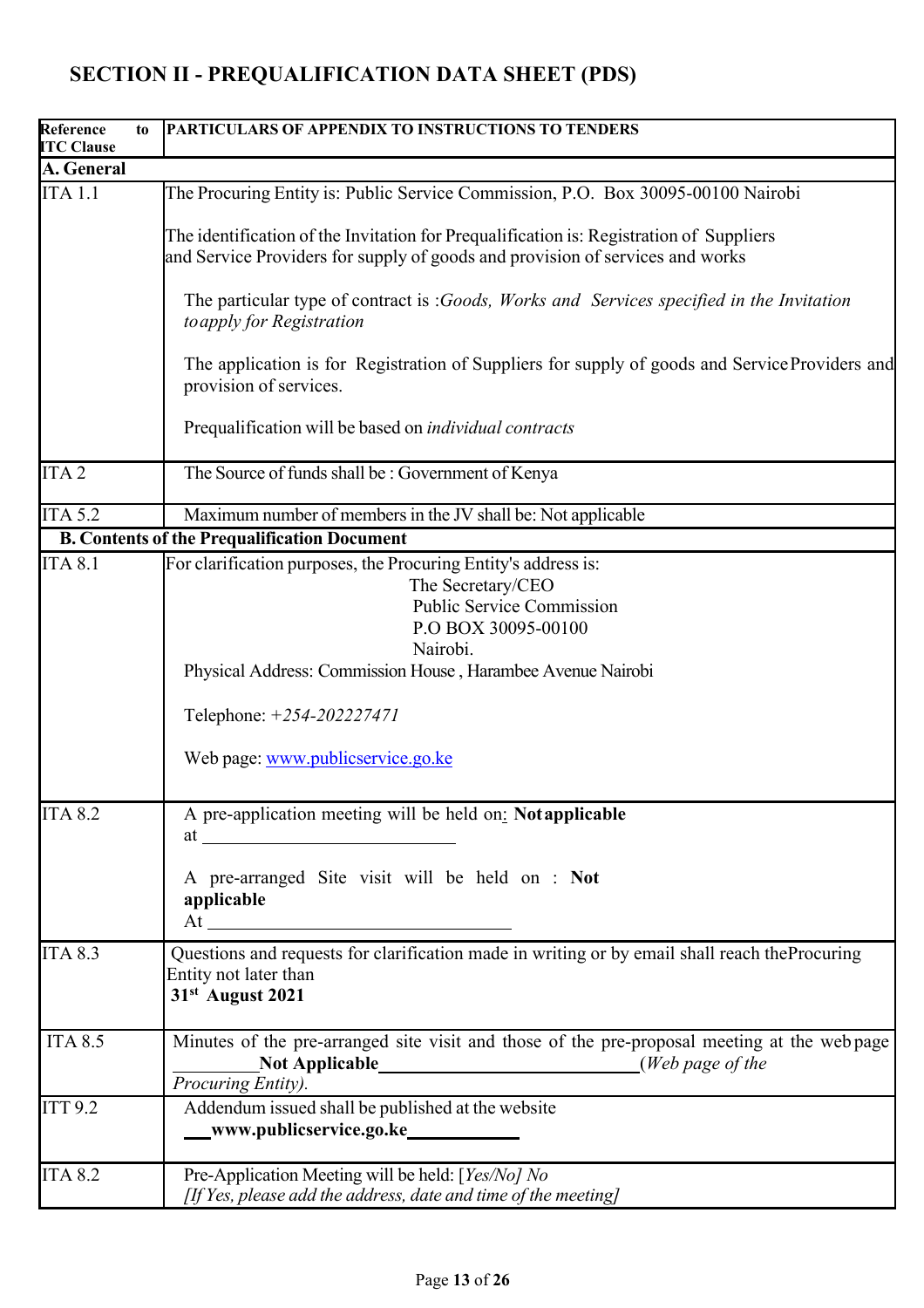# SECTION II - PREQUALIFICATION DATA SHEET (PDS)

| Reference to ITC Clause | PARTICULARS OF APPENDIX TO INSTRUCTIONS TO TENDERS |
|---|---|
| **A. General** | |
| ITA 1.1 | The Procuring Entity is: Public Service Commission, P.O. Box 30095-00100 Nairobi<br><br>The identification of the Invitation for Prequalification is: Registration of Suppliers and Service Providers for supply of goods and provision of services and works<br><br>The particular type of contract is :*Goods, Works and Services specified in the Invitation to apply for Registration*<br><br>The application is for Registration of Suppliers for supply of goods and Service Providers and provision of services.<br><br>Prequalification will be based on *individual contracts* |
| ITA 2 | The Source of funds shall be : Government of Kenya |
| ITA 5.2 | Maximum number of members in the JV shall be: Not applicable |
| **B. Contents of the Prequalification Document** | |
| ITA 8.1 | For clarification purposes, the Procuring Entity's address is:<br>The Secretary/CEO<br>Public Service Commission<br>P.O BOX 30095-00100<br>Nairobi.<br>Physical Address: Commission House , Harambee Avenue Nairobi<br><br>Telephone: *+254-202227471*<br><br>Web page: www.publicservice.go.ke |
| ITA 8.2 | A pre-application meeting will be held on: **Not applicable**<br>at ______________<br><br>A pre-arranged Site visit will be held on : **Not applicable**<br>At ______________ |
| ITA 8.3 | Questions and requests for clarification made in writing or by email shall reach the Procuring Entity not later than<br>**31st August 2021** |
| ITA 8.5 | Minutes of the pre-arranged site visit and those of the pre-proposal meeting at the web page ______**Not Applicable**______(*Web page of the Procuring Entity).* |
| ITT 9.2 | Addendum issued shall be published at the website<br>**www.publicservice.go.ke** |
| ITA 8.2 | Pre-Application Meeting will be held: [*Yes/No] No*<br>*[If Yes, please add the address, date and time of the meeting]* |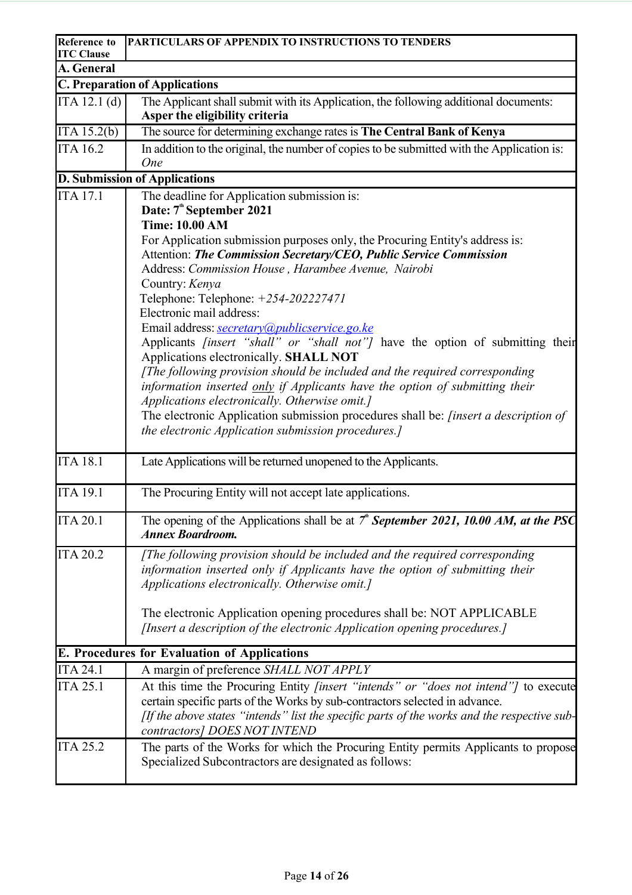| Reference to ITC Clause | PARTICULARS OF APPENDIX TO INSTRUCTIONS TO TENDERS |
|---|---|
| **A. General** | |
| **C. Preparation of Applications** | |
| ITA 12.1 (d) | The Applicant shall submit with its Application, the following additional documents: **Asper the eligibility criteria** |
| ITA 15.2(b) | The source for determining exchange rates is **The Central Bank of Kenya** |
| ITA 16.2 | In addition to the original, the number of copies to be submitted with the Application is: *One* |
| **D. Submission of Applications** | |
| ITA 17.1 | The deadline for Application submission is:<br>**Date: 7th September 2021**<br>**Time: 10.00 AM**<br>For Application submission purposes only, the Procuring Entity's address is:<br>Attention: ***The Commission Secretary/CEO, Public Service Commission***<br>Address: *Commission House , Harambee Avenue, Nairobi*<br>Country: *Kenya*<br>Telephone: Telephone: *+254-202227471*<br>Electronic mail address:<br>Email address: *secretary@publicservice.go.ke*<br>Applicants *[insert "shall" or "shall not"]* have the option of submitting their Applications electronically. **SHALL NOT**<br>*[The following provision should be included and the required corresponding information inserted only if Applicants have the option of submitting their Applications electronically. Otherwise omit.]*<br>The electronic Application submission procedures shall be: *[insert a description of the electronic Application submission procedures.]* |
| ITA 18.1 | Late Applications will be returned unopened to the Applicants. |
| ITA 19.1 | The Procuring Entity will not accept late applications. |
| ITA 20.1 | The opening of the Applications shall be at *7th* ***September 2021, 10.00 AM, at the PSC Annex Boardroom.*** |
| ITA 20.2 | *[The following provision should be included and the required corresponding information inserted only if Applicants have the option of submitting their Applications electronically. Otherwise omit.]*<br><br>The electronic Application opening procedures shall be: NOT APPLICABLE<br>*[Insert a description of the electronic Application opening procedures.]* |
| **E. Procedures for Evaluation of Applications** | |
| ITA 24.1 | A margin of preference *SHALL NOT APPLY* |
| ITA 25.1 | At this time the Procuring Entity *[insert "intends" or "does not intend"]* to execute certain specific parts of the Works by sub-contractors selected in advance.<br>*[If the above states "intends" list the specific parts of the works and the respective sub-contractors] DOES NOT INTEND* |
| ITA 25.2 | The parts of the Works for which the Procuring Entity permits Applicants to propose Specialized Subcontractors are designated as follows: |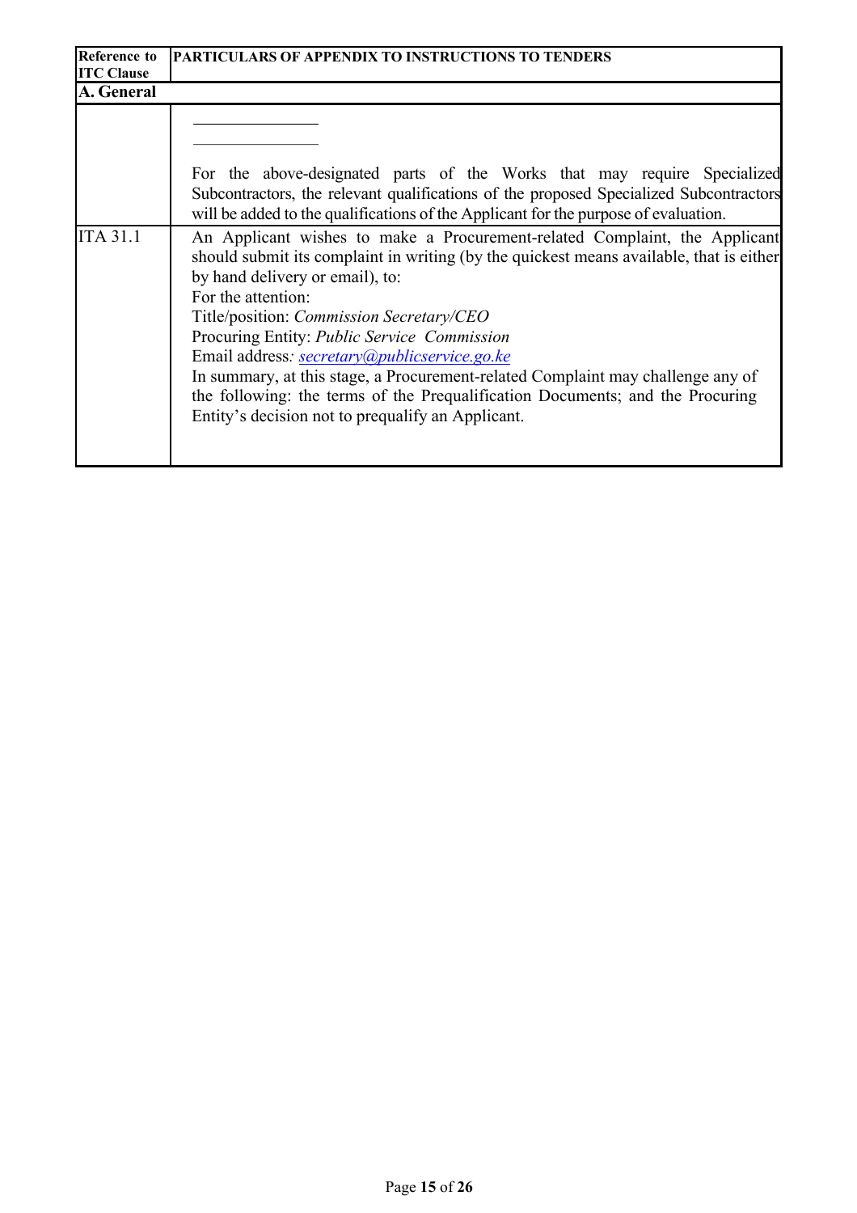| Reference to ITC Clause | PARTICULARS OF APPENDIX TO INSTRUCTIONS TO TENDERS |
|---|---|
| **A. General** | |
| | _______________<br>_______________<br>For the above-designated parts of the Works that may require Specialized Subcontractors, the relevant qualifications of the proposed Specialized Subcontractors will be added to the qualifications of the Applicant for the purpose of evaluation. |
| ITA 31.1 | An Applicant wishes to make a Procurement-related Complaint, the Applicant should submit its complaint in writing (by the quickest means available, that is either by hand delivery or email), to:<br>For the attention:<br>Title/position: *Commission Secretary/CEO*<br>Procuring Entity: *Public Service Commission*<br>Email address*: secretary@publicservice.go.ke*<br>In summary, at this stage, a Procurement-related Complaint may challenge any of the following: the terms of the Prequalification Documents; and the Procuring Entity's decision not to prequalify an Applicant. |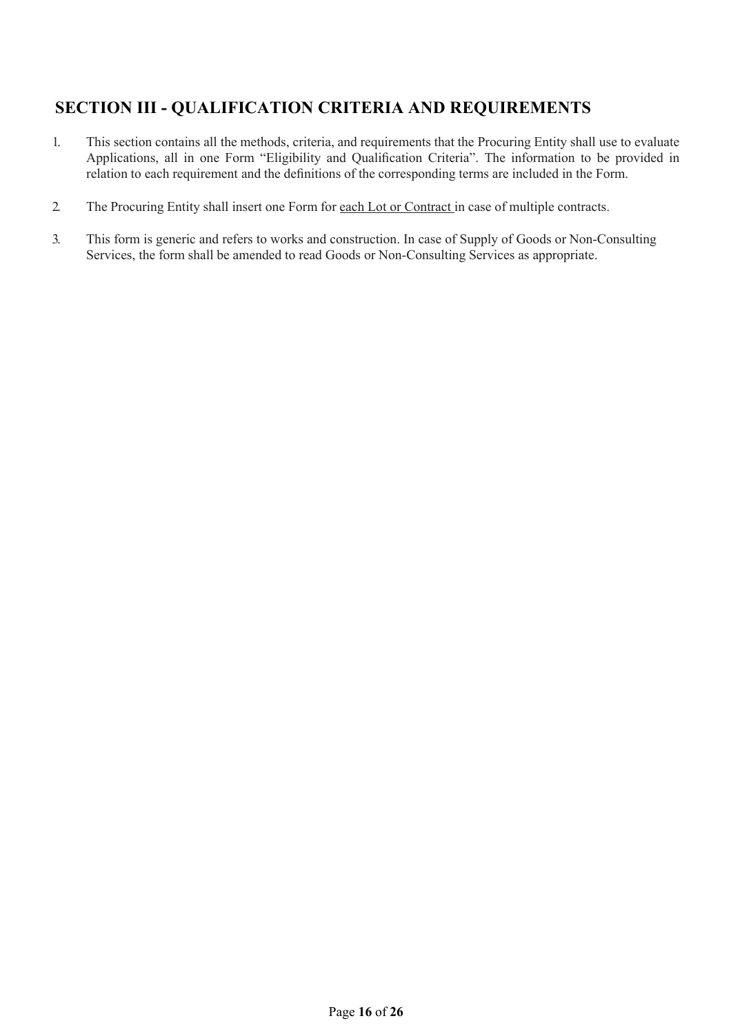## SECTION III - QUALIFICATION CRITERIA AND REQUIREMENTS

1. This section contains all the methods, criteria, and requirements that the Procuring Entity shall use to evaluate Applications, all in one Form "Eligibility and Qualification Criteria". The information to be provided in relation to each requirement and the definitions of the corresponding terms are included in the Form.

2. The Procuring Entity shall insert one Form for each Lot or Contract in case of multiple contracts.

3. This form is generic and refers to works and construction. In case of Supply of Goods or Non-Consulting Services, the form shall be amended to read Goods or Non-Consulting Services as appropriate.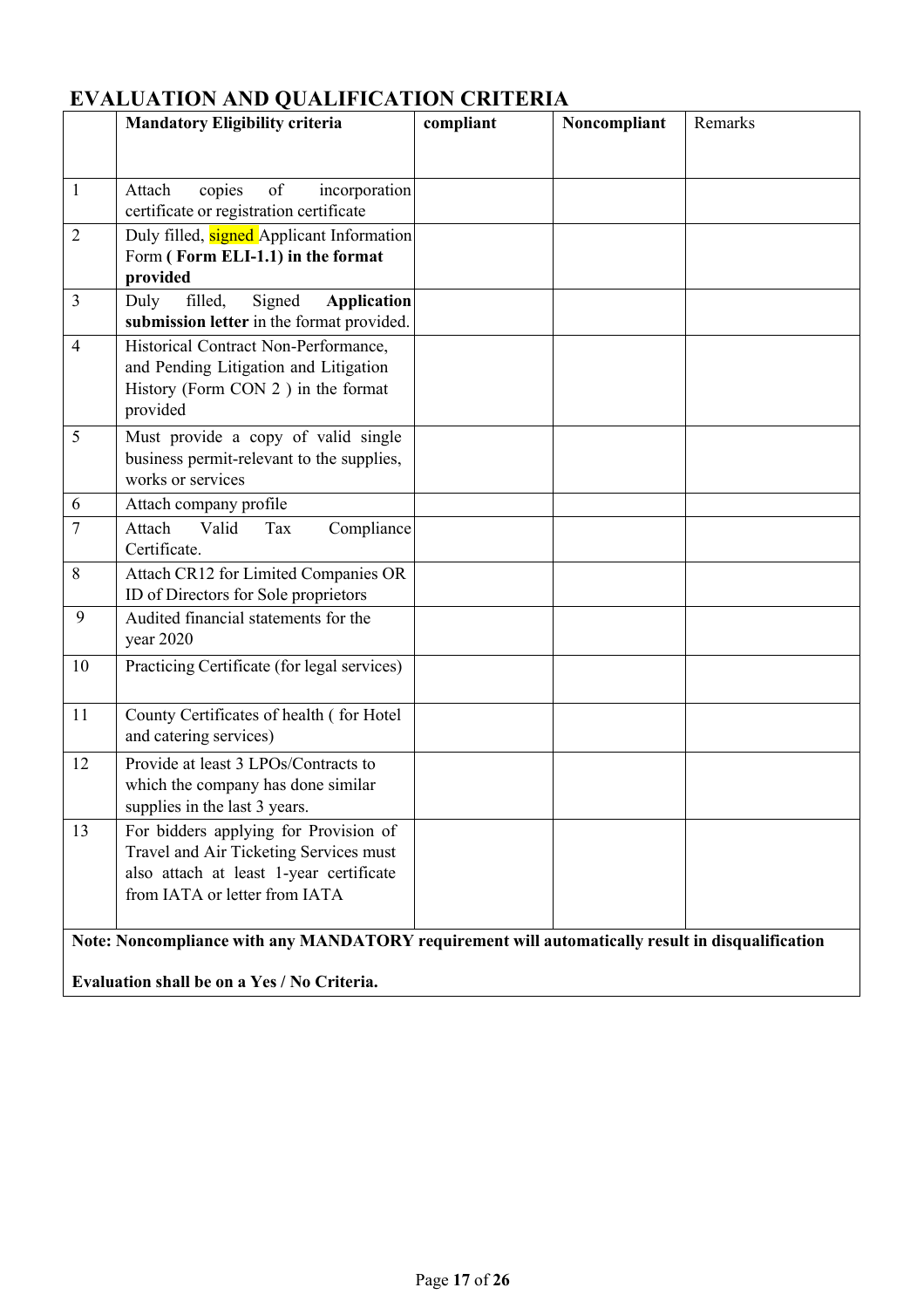## EVALUATION AND QUALIFICATION CRITERIA

| | **Mandatory Eligibility criteria** | **compliant** | **Noncompliant** | Remarks |
|---|---|---|---|---|
| 1 | Attach copies of incorporation certificate or registration certificate | | | |
| 2 | Duly filled, signed Applicant Information Form **( Form ELI-1.1) in the format provided** | | | |
| 3 | Duly filled, Signed **Application submission letter** in the format provided. | | | |
| 4 | Historical Contract Non-Performance, and Pending Litigation and Litigation History (Form CON 2 ) in the format provided | | | |
| 5 | Must provide a copy of valid single business permit-relevant to the supplies, works or services | | | |
| 6 | Attach company profile | | | |
| 7 | Attach Valid Tax Compliance Certificate. | | | |
| 8 | Attach CR12 for Limited Companies OR ID of Directors for Sole proprietors | | | |
| 9 | Audited financial statements for the year 2020 | | | |
| 10 | Practicing Certificate (for legal services) | | | |
| 11 | County Certificates of health ( for Hotel and catering services) | | | |
| 12 | Provide at least 3 LPOs/Contracts to which the company has done similar supplies in the last 3 years. | | | |
| 13 | For bidders applying for Provision of Travel and Air Ticketing Services must also attach at least 1-year certificate from IATA or letter from IATA | | | |

**Note: Noncompliance with any MANDATORY requirement will automatically result in disqualification**

**Evaluation shall be on a Yes / No Criteria.**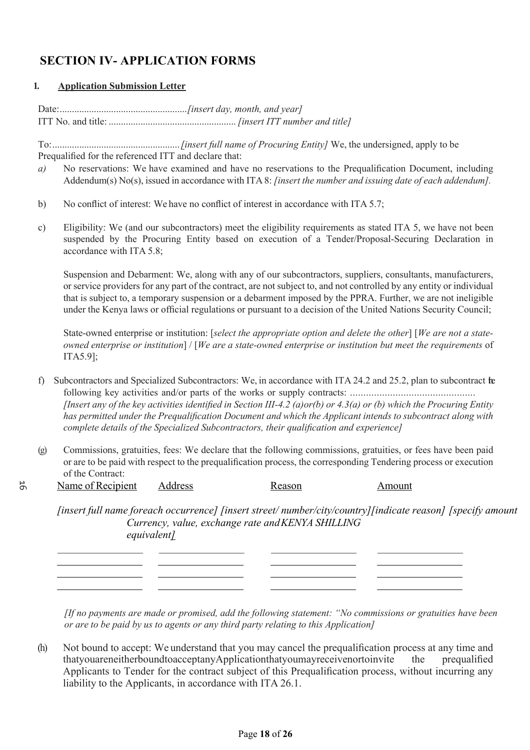# SECTION IV- APPLICATION FORMS

## 1. Application Submission Letter

Date:....................................................*[insert day, month, and year]*
ITT No. and title: .................................................... *[insert ITT number and title]*

To:....................................................*[insert full name of Procuring Entity]* We, the undersigned, apply to be Prequalified for the referenced ITT and declare that:

*a)* No reservations: We have examined and have no reservations to the Prequalification Document, including Addendum(s) No(s), issued in accordance with ITA 8: *[insert the number and issuing date of each addendum].*

b) No conflict of interest: We have no conflict of interest in accordance with ITA 5.7;

c) Eligibility: We (and our subcontractors) meet the eligibility requirements as stated ITA 5, we have not been suspended by the Procuring Entity based on execution of a Tender/Proposal-Securing Declaration in accordance with ITA 5.8;

Suspension and Debarment: We, along with any of our subcontractors, suppliers, consultants, manufacturers, or service providers for any part of the contract, are not subject to, and not controlled by any entity or individual that is subject to, a temporary suspension or a debarment imposed by the PPRA. Further, we are not ineligible under the Kenya laws or official regulations or pursuant to a decision of the United Nations Security Council;

State-owned enterprise or institution: [*select the appropriate option and delete the other*] [*We are not a state-owned enterprise or institution*] / [*We are a state-owned enterprise or institution but meet the requirements* of ITA5.9];

f) Subcontractors and Specialized Subcontractors: We, in accordance with ITA 24.2 and 25.2, plan to subcontract the following key activities and/or parts of the works or supply contracts: ...............................................
*[Insert any of the key activities identified in Section III-4.2 (a)or(b) or 4.3(a) or (b) which the Procuring Entity has permitted under the Prequalification Document and which the Applicant intends to subcontract along with complete details of the Specialized Subcontractors, their qualification and experience]*

(g) Commissions, gratuities, fees: We declare that the following commissions, gratuities, or fees have been paid or are to be paid with respect to the prequalification process, the corresponding Tendering process or execution of the Contract:

| Name of Recipient | Address | Reason | Amount |
|---|---|---|---|
| *[insert full name foreach occurrence]* | *[insert street/ number/city/country]* | *[indicate reason]* | *[specify amount Currency, value, exchange rate and KENYA SHILLING equivalent]* |
| | | | |
| | | | |
| | | | |
| | | | |

*[If no payments are made or promised, add the following statement: "No commissions or gratuities have been or are to be paid by us to agents or any third party relating to this Application]*

(h) Not bound to accept: We understand that you may cancel the prequalification process at any time and thatyouareneitherboundtoacceptanyApplicationthatyoumayreceivenortoinvite the prequalified Applicants to Tender for the contract subject of this Prequalification process, without incurring any liability to the Applicants, in accordance with ITA 26.1.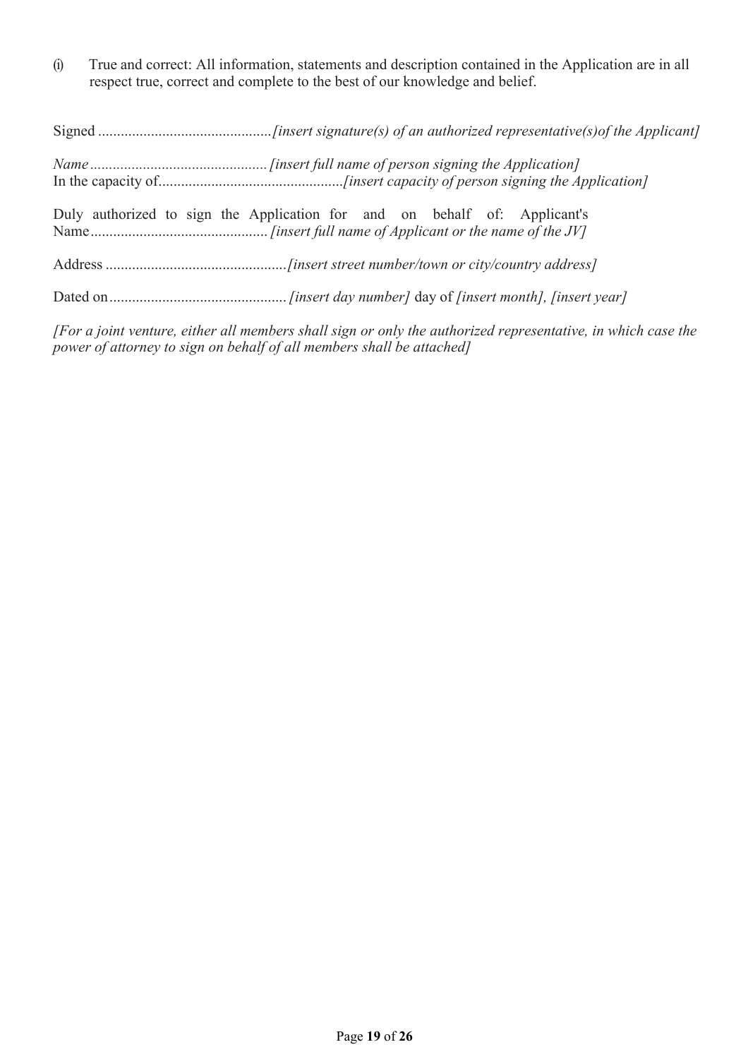(i) True and correct: All information, statements and description contained in the Application are in all respect true, correct and complete to the best of our knowledge and belief.

Signed .............................................*[insert signature(s) of an authorized representative(s)of the Applicant]*

*Name* .............................................*[insert full name of person signing the Application]*
In the capacity of................................................*[insert capacity of person signing the Application]*

Duly authorized to sign the Application for and on behalf of: Applicant's Name.............................................. *[insert full name of Applicant or the name of the JV]*

Address ...............................................*[insert street number/town or city/country address]*

Dated on.............................................. *[insert day number]* day of *[insert month], [insert year]*

*[For a joint venture, either all members shall sign or only the authorized representative, in which case the power of attorney to sign on behalf of all members shall be attached]*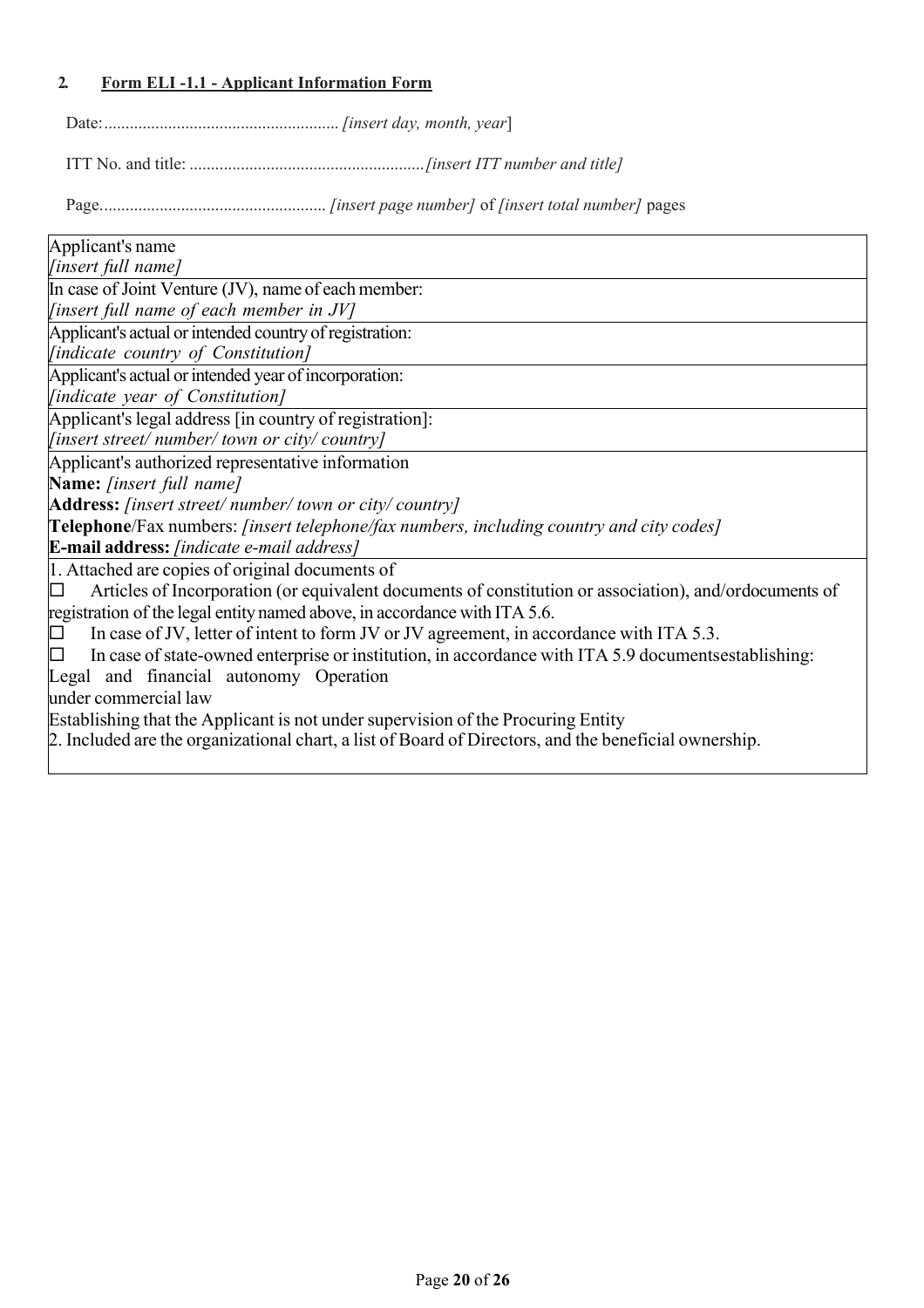## 2. Form ELI -1.1 - Applicant Information Form

Date:...................................................... *[insert day, month, year*]

ITT No. and title: ......................................................*[insert ITT number and title]*

Page.................................................... *[insert page number]* of *[insert total number]* pages

| Applicant's name<br>*[insert full name]* |
|---|
| In case of Joint Venture (JV), name of each member:<br>*[insert full name of each member in JV]* |
| Applicant's actual or intended country of registration:<br>*[indicate country of Constitution]* |
| Applicant's actual or intended year of incorporation:<br>*[indicate year of Constitution]* |
| Applicant's legal address [in country of registration]:<br>*[insert street/ number/ town or city/ country]* |
| Applicant's authorized representative information<br>**Name:** *[insert full name]*<br>**Address:** *[insert street/ number/ town or city/ country]*<br>**Telephone**/Fax numbers: *[insert telephone/fax numbers, including country and city codes]*<br>**E-mail address:** *[indicate e-mail address]* |
| 1. Attached are copies of original documents of<br>☐ Articles of Incorporation (or equivalent documents of constitution or association), and/ordocuments of registration of the legal entity named above, in accordance with ITA 5.6.<br>☐ In case of JV, letter of intent to form JV or JV agreement, in accordance with ITA 5.3.<br>☐ In case of state-owned enterprise or institution, in accordance with ITA 5.9 documentsestablishing:<br>Legal and financial autonomy Operation under commercial law<br>Establishing that the Applicant is not under supervision of the Procuring Entity<br>2. Included are the organizational chart, a list of Board of Directors, and the beneficial ownership. |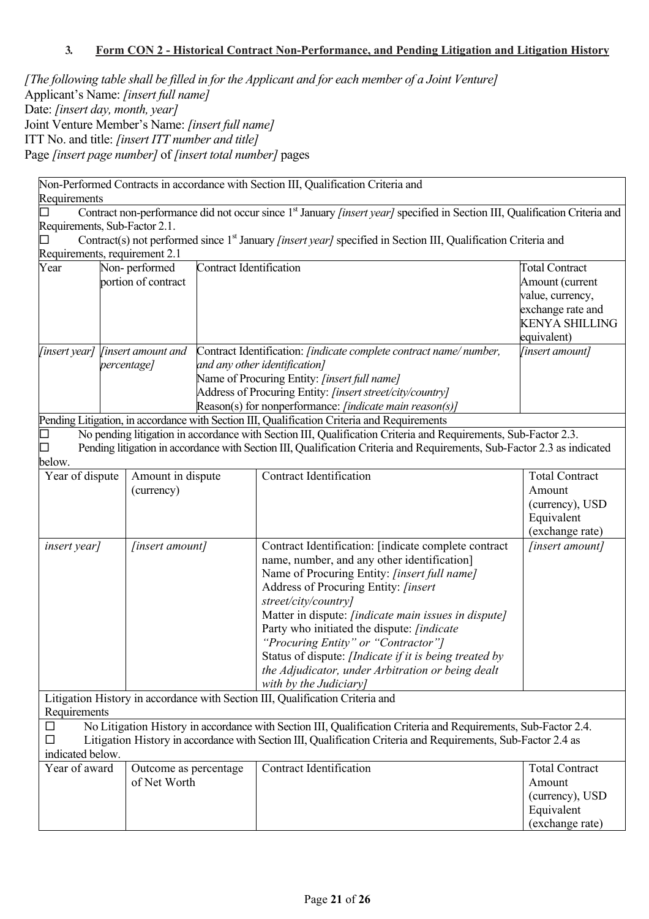### 3. Form CON 2 - Historical Contract Non-Performance, and Pending Litigation and Litigation History

*[The following table shall be filled in for the Applicant and for each member of a Joint Venture]*

Applicant's Name: *[insert full name]*

Date: *[insert day, month, year]*

Joint Venture Member's Name: *[insert full name]*

ITT No. and title: *[insert ITT number and title]*

Page *[insert page number]* of *[insert total number]* pages

| Non-Performed Contracts in accordance with Section III, Qualification Criteria and Requirements | | | |
|---|---|---|---|
| ☐ Contract non-performance did not occur since 1st January *[insert year]* specified in Section III, Qualification Criteria and Requirements, Sub-Factor 2.1.<br>☐ Contract(s) not performed since 1st January *[insert year]* specified in Section III, Qualification Criteria and Requirements, requirement 2.1 | | | |
| Year | Non- performed portion of contract | Contract Identification | Total Contract Amount (current value, currency, exchange rate and KENYA SHILLING equivalent) |
| *[insert year]* | *[insert amount and percentage]* | Contract Identification: *[indicate complete contract name/ number, and any other identification]*<br>Name of Procuring Entity: *[insert full name]*<br>Address of Procuring Entity: *[insert street/city/country]*<br>Reason(s) for nonperformance: *[indicate main reason(s)]* | *[insert amount]* |

| Pending Litigation, in accordance with Section III, Qualification Criteria and Requirements | | | |
|---|---|---|---|
| ☐ No pending litigation in accordance with Section III, Qualification Criteria and Requirements, Sub-Factor 2.3.<br>☐ Pending litigation in accordance with Section III, Qualification Criteria and Requirements, Sub-Factor 2.3 as indicated below. | | | |
| Year of dispute | Amount in dispute (currency) | Contract Identification | Total Contract Amount (currency), USD Equivalent (exchange rate) |
| *insert year]* | *[insert amount]* | Contract Identification: [indicate complete contract name, number, and any other identification]<br>Name of Procuring Entity: *[insert full name]*<br>Address of Procuring Entity: *[insert street/city/country]*<br>Matter in dispute: *[indicate main issues in dispute]*<br>Party who initiated the dispute: *[indicate "Procuring Entity" or "Contractor"]*<br>Status of dispute: *[Indicate if it is being treated by the Adjudicator, under Arbitration or being dealt with by the Judiciary]* | *[insert amount]* |

| Litigation History in accordance with Section III, Qualification Criteria and Requirements | | | |
|---|---|---|---|
| ☐ No Litigation History in accordance with Section III, Qualification Criteria and Requirements, Sub-Factor 2.4.<br>☐ Litigation History in accordance with Section III, Qualification Criteria and Requirements, Sub-Factor 2.4 as indicated below. | | | |
| Year of award | Outcome as percentage of Net Worth | Contract Identification | Total Contract Amount (currency), USD Equivalent (exchange rate) |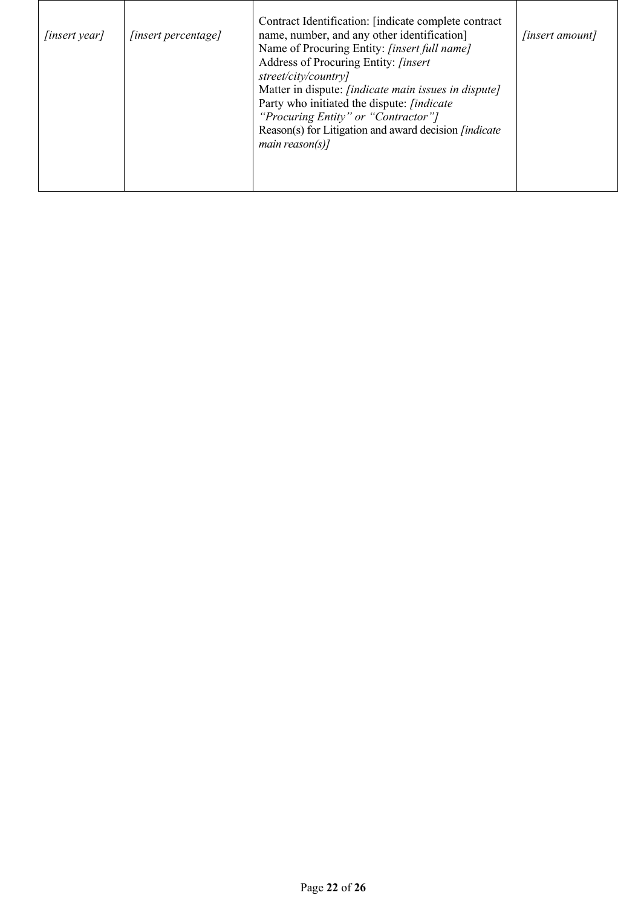| | | | |
|---|---|---|---|
| *[insert year]* | *[insert percentage]* | Contract Identification: [indicate complete contract name, number, and any other identification]<br>Name of Procuring Entity: *[insert full name]*<br>Address of Procuring Entity: *[insert street/city/country]*<br>Matter in dispute: *[indicate main issues in dispute]*<br>Party who initiated the dispute: *[indicate "Procuring Entity" or "Contractor"]*<br>Reason(s) for Litigation and award decision *[indicate main reason(s)]* | *[insert amount]* |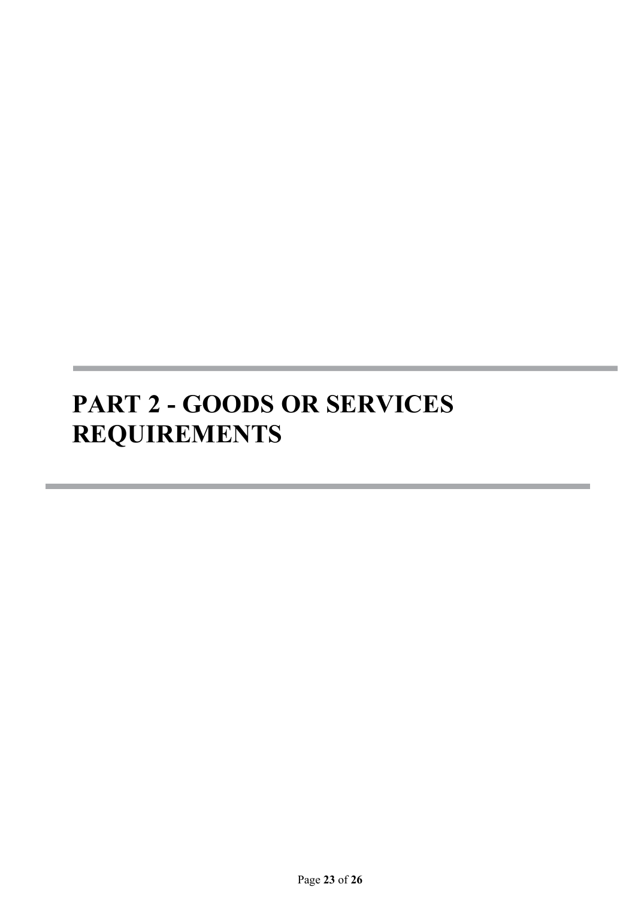# PART 2 - GOODS OR SERVICES REQUIREMENTS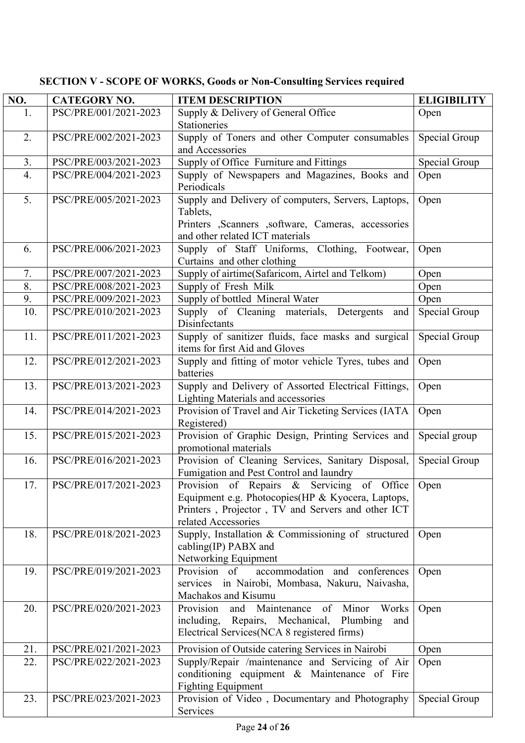**SECTION V - SCOPE OF WORKS, Goods or Non-Consulting Services required**

| NO. | CATEGORY NO. | ITEM DESCRIPTION | ELIGIBILITY |
|---|---|---|---|
| 1. | PSC/PRE/001/2021-2023 | Supply & Delivery of General Office Stationeries | Open |
| 2. | PSC/PRE/002/2021-2023 | Supply of Toners and other Computer consumables and Accessories | Special Group |
| 3. | PSC/PRE/003/2021-2023 | Supply of Office Furniture and Fittings | Special Group |
| 4. | PSC/PRE/004/2021-2023 | Supply of Newspapers and Magazines, Books and Periodicals | Open |
| 5. | PSC/PRE/005/2021-2023 | Supply and Delivery of computers, Servers, Laptops, Tablets, Printers ,Scanners ,software, Cameras, accessories and other related ICT materials | Open |
| 6. | PSC/PRE/006/2021-2023 | Supply of Staff Uniforms, Clothing, Footwear, Curtains and other clothing | Open |
| 7. | PSC/PRE/007/2021-2023 | Supply of airtime(Safaricom, Airtel and Telkom) | Open |
| 8. | PSC/PRE/008/2021-2023 | Supply of Fresh Milk | Open |
| 9. | PSC/PRE/009/2021-2023 | Supply of bottled Mineral Water | Open |
| 10. | PSC/PRE/010/2021-2023 | Supply of Cleaning materials, Detergents and Disinfectants | Special Group |
| 11. | PSC/PRE/011/2021-2023 | Supply of sanitizer fluids, face masks and surgical items for first Aid and Gloves | Special Group |
| 12. | PSC/PRE/012/2021-2023 | Supply and fitting of motor vehicle Tyres, tubes and batteries | Open |
| 13. | PSC/PRE/013/2021-2023 | Supply and Delivery of Assorted Electrical Fittings, Lighting Materials and accessories | Open |
| 14. | PSC/PRE/014/2021-2023 | Provision of Travel and Air Ticketing Services (IATA Registered) | Open |
| 15. | PSC/PRE/015/2021-2023 | Provision of Graphic Design, Printing Services and promotional materials | Special group |
| 16. | PSC/PRE/016/2021-2023 | Provision of Cleaning Services, Sanitary Disposal, Fumigation and Pest Control and laundry | Special Group |
| 17. | PSC/PRE/017/2021-2023 | Provision of Repairs & Servicing of Office Equipment e.g. Photocopies(HP & Kyocera, Laptops, Printers , Projector , TV and Servers and other ICT related Accessories | Open |
| 18. | PSC/PRE/018/2021-2023 | Supply, Installation & Commissioning of structured cabling(IP) PABX and Networking Equipment | Open |
| 19. | PSC/PRE/019/2021-2023 | Provision of accommodation and conferences services in Nairobi, Mombasa, Nakuru, Naivasha, Machakos and Kisumu | Open |
| 20. | PSC/PRE/020/2021-2023 | Provision and Maintenance of Minor Works including, Repairs, Mechanical, Plumbing and Electrical Services(NCA 8 registered firms) | Open |
| 21. | PSC/PRE/021/2021-2023 | Provision of Outside catering Services in Nairobi | Open |
| 22. | PSC/PRE/022/2021-2023 | Supply/Repair /maintenance and Servicing of Air conditioning equipment & Maintenance of Fire Fighting Equipment | Open |
| 23. | PSC/PRE/023/2021-2023 | Provision of Video , Documentary and Photography Services | Special Group |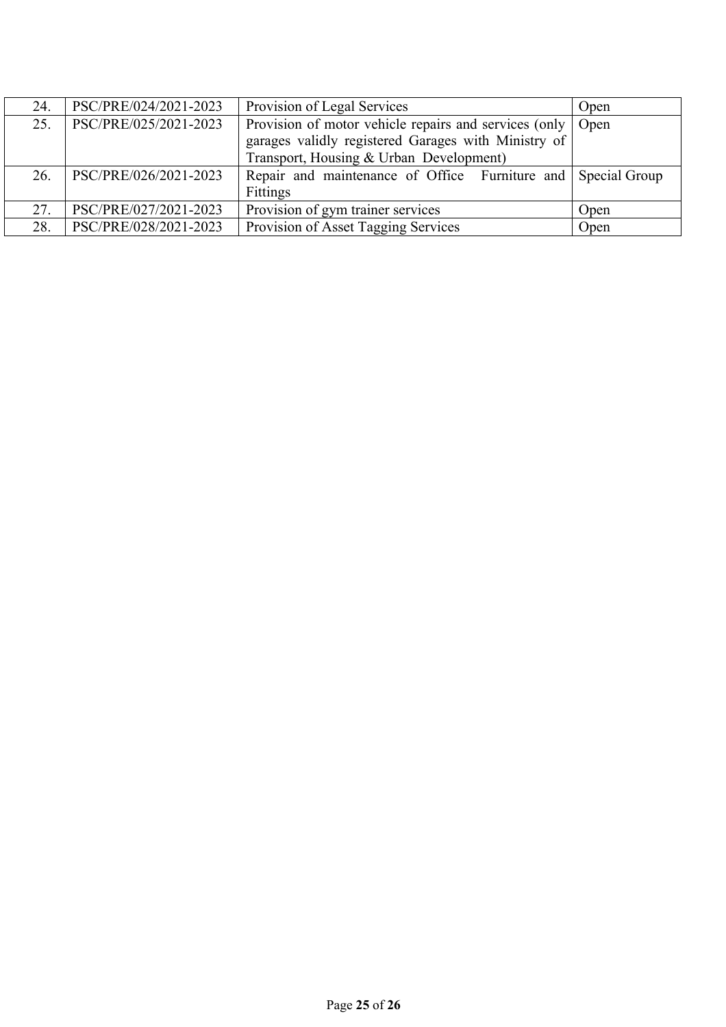| 24. | PSC/PRE/024/2021-2023 | Provision of Legal Services | Open |
|---|---|---|---|
| 25. | PSC/PRE/025/2021-2023 | Provision of motor vehicle repairs and services (only garages validly registered Garages with Ministry of Transport, Housing & Urban Development) | Open |
| 26. | PSC/PRE/026/2021-2023 | Repair and maintenance of Office Furniture and Fittings | Special Group |
| 27. | PSC/PRE/027/2021-2023 | Provision of gym trainer services | Open |
| 28. | PSC/PRE/028/2021-2023 | Provision of Asset Tagging Services | Open |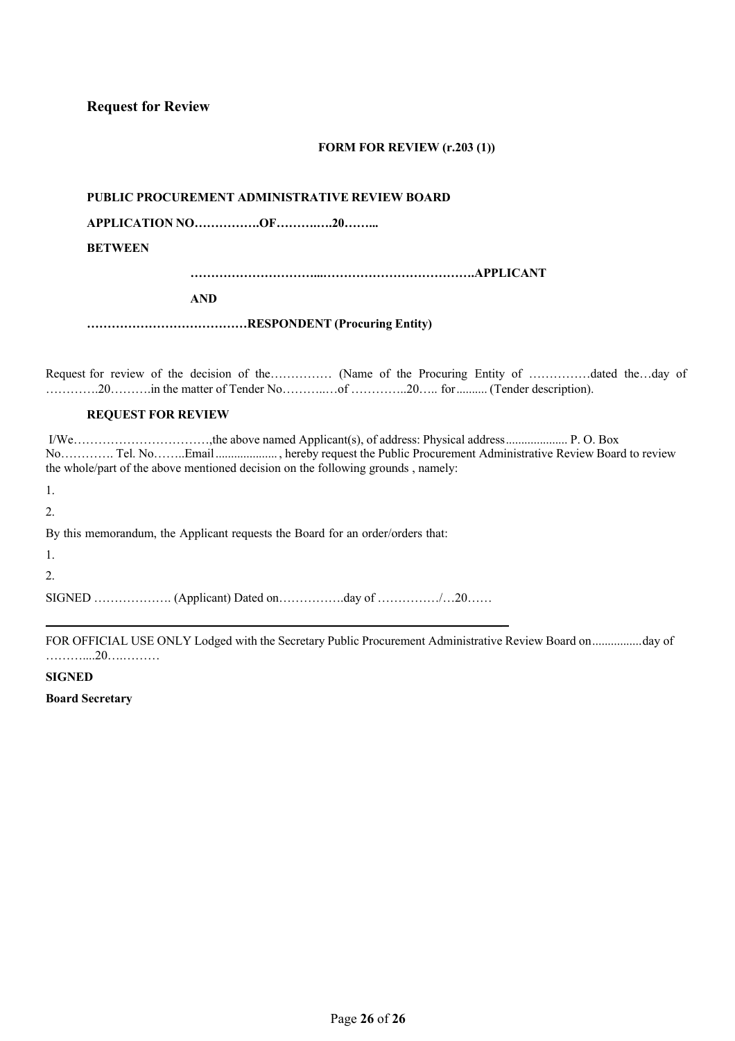## Request for Review

**FORM FOR REVIEW (r.203 (1))**

**PUBLIC PROCUREMENT ADMINISTRATIVE REVIEW BOARD**

**APPLICATION NO…………….OF……….….20……..**

**BETWEEN**

**…………………………...……………………………….APPLICANT**

**AND**

**…………………………………RESPONDENT (Procuring Entity)**

Request for review of the decision of the…………… (Name of the Procuring Entity of ……………dated the…day of ………….20……….in the matter of Tender No………..…of …………..20….. for.......... (Tender description).

**REQUEST FOR REVIEW**

I/We……………………………,the above named Applicant(s), of address: Physical address.................... P. O. Box No…………. Tel. No……..Email.................... , hereby request the Public Procurement Administrative Review Board to review the whole/part of the above mentioned decision on the following grounds , namely:

1.

2.

By this memorandum, the Applicant requests the Board for an order/orders that:

1.

2.

SIGNED ………………. (Applicant) Dated on…………….day of ……………/…20……

---

FOR OFFICIAL USE ONLY Lodged with the Secretary Public Procurement Administrative Review Board on................day of ………....20….………

**SIGNED**

**Board Secretary**